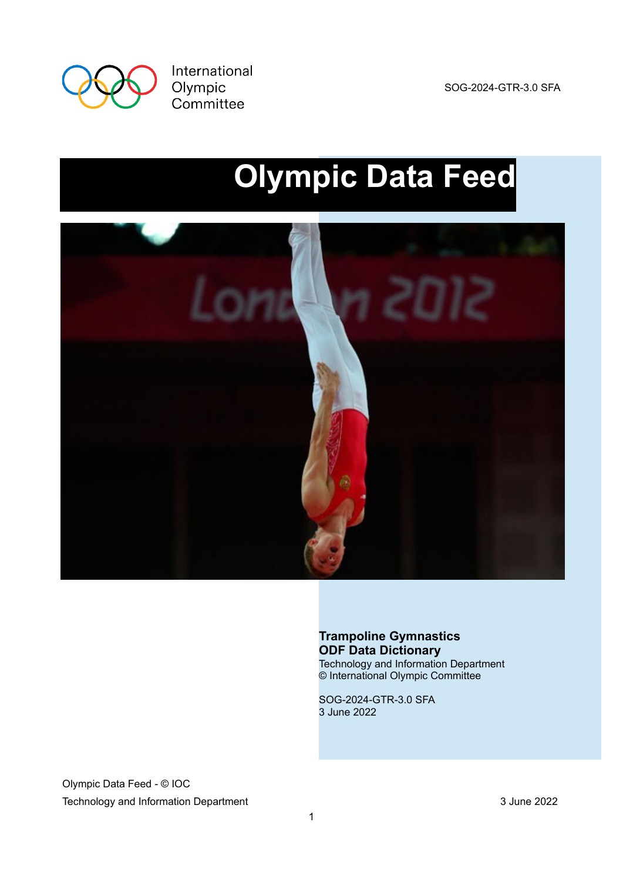International Olympic Committee

SOG-2024-GTR-3.0 SFA

# Olympic Data Feed

**Trampoline Gymnastics**
**ODF Data Dictionary**
Technology and Information Department
© International Olympic Committee

SOG-2024-GTR-3.0 SFA
3 June 2022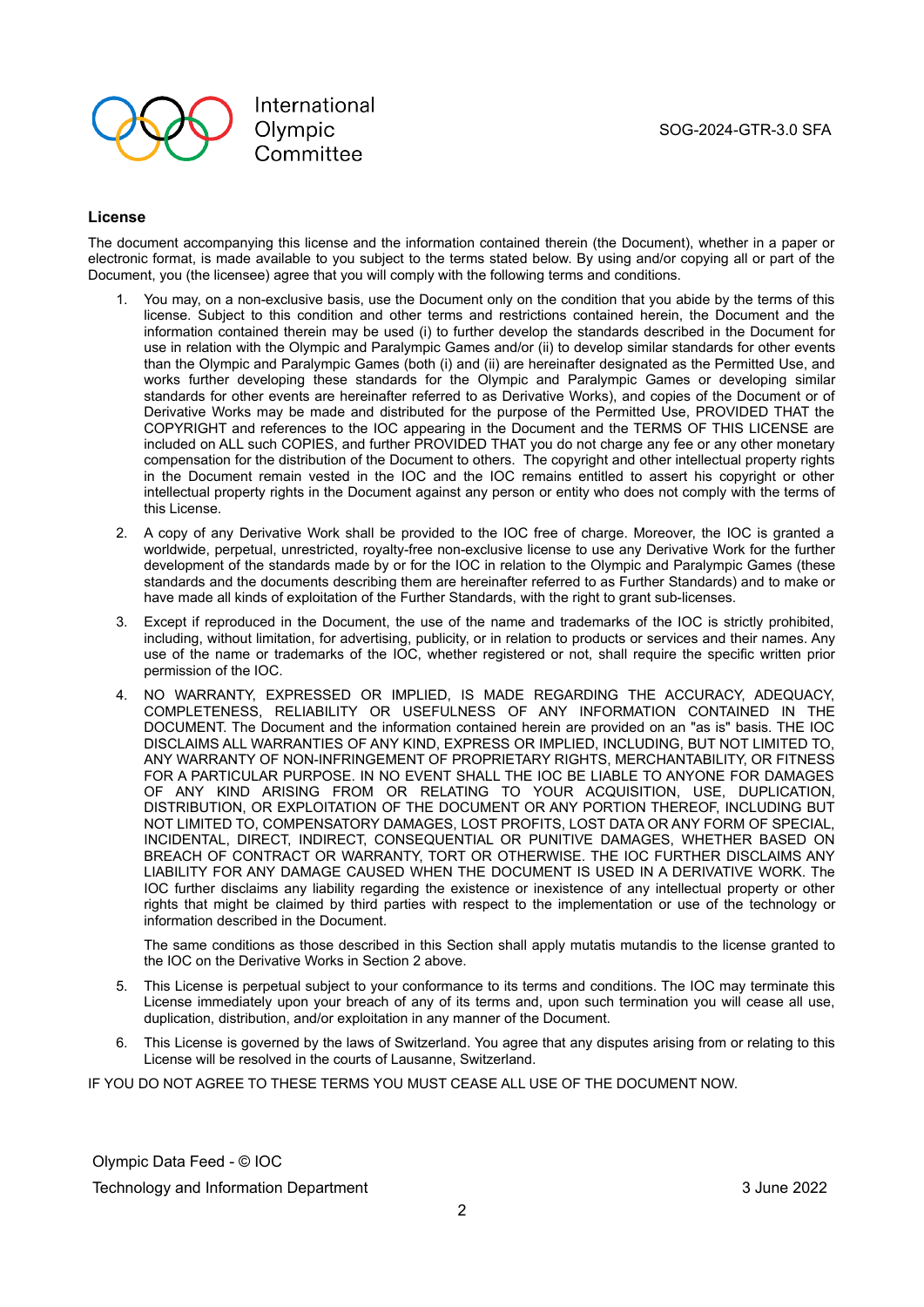## License

The document accompanying this license and the information contained therein (the Document), whether in a paper or electronic format, is made available to you subject to the terms stated below. By using and/or copying all or part of the Document, you (the licensee) agree that you will comply with the following terms and conditions.

1. You may, on a non-exclusive basis, use the Document only on the condition that you abide by the terms of this license. Subject to this condition and other terms and restrictions contained herein, the Document and the information contained therein may be used (i) to further develop the standards described in the Document for use in relation with the Olympic and Paralympic Games and/or (ii) to develop similar standards for other events than the Olympic and Paralympic Games (both (i) and (ii) are hereinafter designated as the Permitted Use, and works further developing these standards for the Olympic and Paralympic Games or developing similar standards for other events are hereinafter referred to as Derivative Works), and copies of the Document or of Derivative Works may be made and distributed for the purpose of the Permitted Use, PROVIDED THAT the COPYRIGHT and references to the IOC appearing in the Document and the TERMS OF THIS LICENSE are included on ALL such COPIES, and further PROVIDED THAT you do not charge any fee or any other monetary compensation for the distribution of the Document to others. The copyright and other intellectual property rights in the Document remain vested in the IOC and the IOC remains entitled to assert his copyright or other intellectual property rights in the Document against any person or entity who does not comply with the terms of this License.
2. A copy of any Derivative Work shall be provided to the IOC free of charge. Moreover, the IOC is granted a worldwide, perpetual, unrestricted, royalty-free non-exclusive license to use any Derivative Work for the further development of the standards made by or for the IOC in relation to the Olympic and Paralympic Games (these standards and the documents describing them are hereinafter referred to as Further Standards) and to make or have made all kinds of exploitation of the Further Standards, with the right to grant sub-licenses.
3. Except if reproduced in the Document, the use of the name and trademarks of the IOC is strictly prohibited, including, without limitation, for advertising, publicity, or in relation to products or services and their names. Any use of the name or trademarks of the IOC, whether registered or not, shall require the specific written prior permission of the IOC.
4. NO WARRANTY, EXPRESSED OR IMPLIED, IS MADE REGARDING THE ACCURACY, ADEQUACY, COMPLETENESS, RELIABILITY OR USEFULNESS OF ANY INFORMATION CONTAINED IN THE DOCUMENT. The Document and the information contained herein are provided on an "as is" basis. THE IOC DISCLAIMS ALL WARRANTIES OF ANY KIND, EXPRESS OR IMPLIED, INCLUDING, BUT NOT LIMITED TO, ANY WARRANTY OF NON-INFRINGEMENT OF PROPRIETARY RIGHTS, MERCHANTABILITY, OR FITNESS FOR A PARTICULAR PURPOSE. IN NO EVENT SHALL THE IOC BE LIABLE TO ANYONE FOR DAMAGES OF ANY KIND ARISING FROM OR RELATING TO YOUR ACQUISITION, USE, DUPLICATION, DISTRIBUTION, OR EXPLOITATION OF THE DOCUMENT OR ANY PORTION THEREOF, INCLUDING BUT NOT LIMITED TO, COMPENSATORY DAMAGES, LOST PROFITS, LOST DATA OR ANY FORM OF SPECIAL, INCIDENTAL, DIRECT, INDIRECT, CONSEQUENTIAL OR PUNITIVE DAMAGES, WHETHER BASED ON BREACH OF CONTRACT OR WARRANTY, TORT OR OTHERWISE. THE IOC FURTHER DISCLAIMS ANY LIABILITY FOR ANY DAMAGE CAUSED WHEN THE DOCUMENT IS USED IN A DERIVATIVE WORK. The IOC further disclaims any liability regarding the existence or inexistence of any intellectual property or other rights that might be claimed by third parties with respect to the implementation or use of the technology or information described in the Document.

   The same conditions as those described in this Section shall apply mutatis mutandis to the license granted to the IOC on the Derivative Works in Section 2 above.
5. This License is perpetual subject to your conformance to its terms and conditions. The IOC may terminate this License immediately upon your breach of any of its terms and, upon such termination you will cease all use, duplication, distribution, and/or exploitation in any manner of the Document.
6. This License is governed by the laws of Switzerland. You agree that any disputes arising from or relating to this License will be resolved in the courts of Lausanne, Switzerland.

IF YOU DO NOT AGREE TO THESE TERMS YOU MUST CEASE ALL USE OF THE DOCUMENT NOW.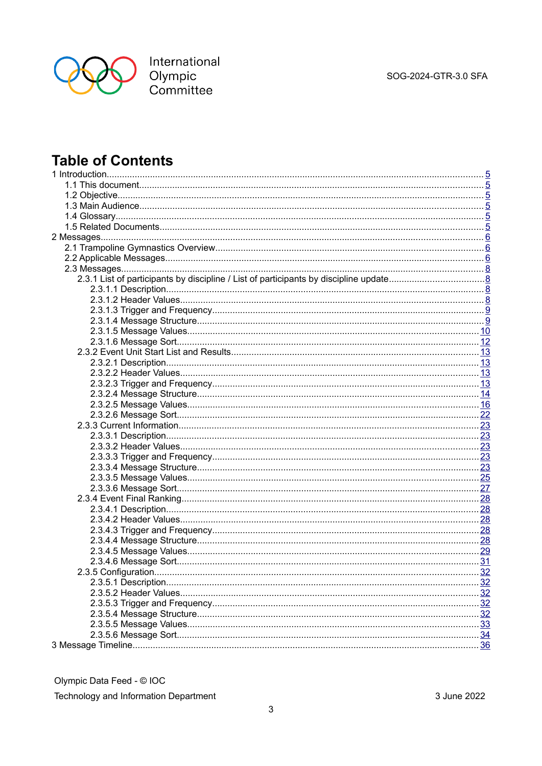# Table of Contents

- 1 Introduction ..... 5
  - 1.1 This document ..... 5
  - 1.2 Objective ..... 5
  - 1.3 Main Audience ..... 5
  - 1.4 Glossary ..... 5
  - 1.5 Related Documents ..... 5
- 2 Messages ..... 6
  - 2.1 Trampoline Gymnastics Overview ..... 6
  - 2.2 Applicable Messages ..... 6
  - 2.3 Messages ..... 8
    - 2.3.1 List of participants by discipline / List of participants by discipline update ..... 8
      - 2.3.1.1 Description ..... 8
      - 2.3.1.2 Header Values ..... 8
      - 2.3.1.3 Trigger and Frequency ..... 9
      - 2.3.1.4 Message Structure ..... 9
      - 2.3.1.5 Message Values ..... 10
      - 2.3.1.6 Message Sort ..... 12
    - 2.3.2 Event Unit Start List and Results ..... 13
      - 2.3.2.1 Description ..... 13
      - 2.3.2.2 Header Values ..... 13
      - 2.3.2.3 Trigger and Frequency ..... 13
      - 2.3.2.4 Message Structure ..... 14
      - 2.3.2.5 Message Values ..... 16
      - 2.3.2.6 Message Sort ..... 22
    - 2.3.3 Current Information ..... 23
      - 2.3.3.1 Description ..... 23
      - 2.3.3.2 Header Values ..... 23
      - 2.3.3.3 Trigger and Frequency ..... 23
      - 2.3.3.4 Message Structure ..... 23
      - 2.3.3.5 Message Values ..... 25
      - 2.3.3.6 Message Sort ..... 27
    - 2.3.4 Event Final Ranking ..... 28
      - 2.3.4.1 Description ..... 28
      - 2.3.4.2 Header Values ..... 28
      - 2.3.4.3 Trigger and Frequency ..... 28
      - 2.3.4.4 Message Structure ..... 28
      - 2.3.4.5 Message Values ..... 29
      - 2.3.4.6 Message Sort ..... 31
    - 2.3.5 Configuration ..... 32
      - 2.3.5.1 Description ..... 32
      - 2.3.5.2 Header Values ..... 32
      - 2.3.5.3 Trigger and Frequency ..... 32
      - 2.3.5.4 Message Structure ..... 32
      - 2.3.5.5 Message Values ..... 33
      - 2.3.5.6 Message Sort ..... 34
- 3 Message Timeline ..... 36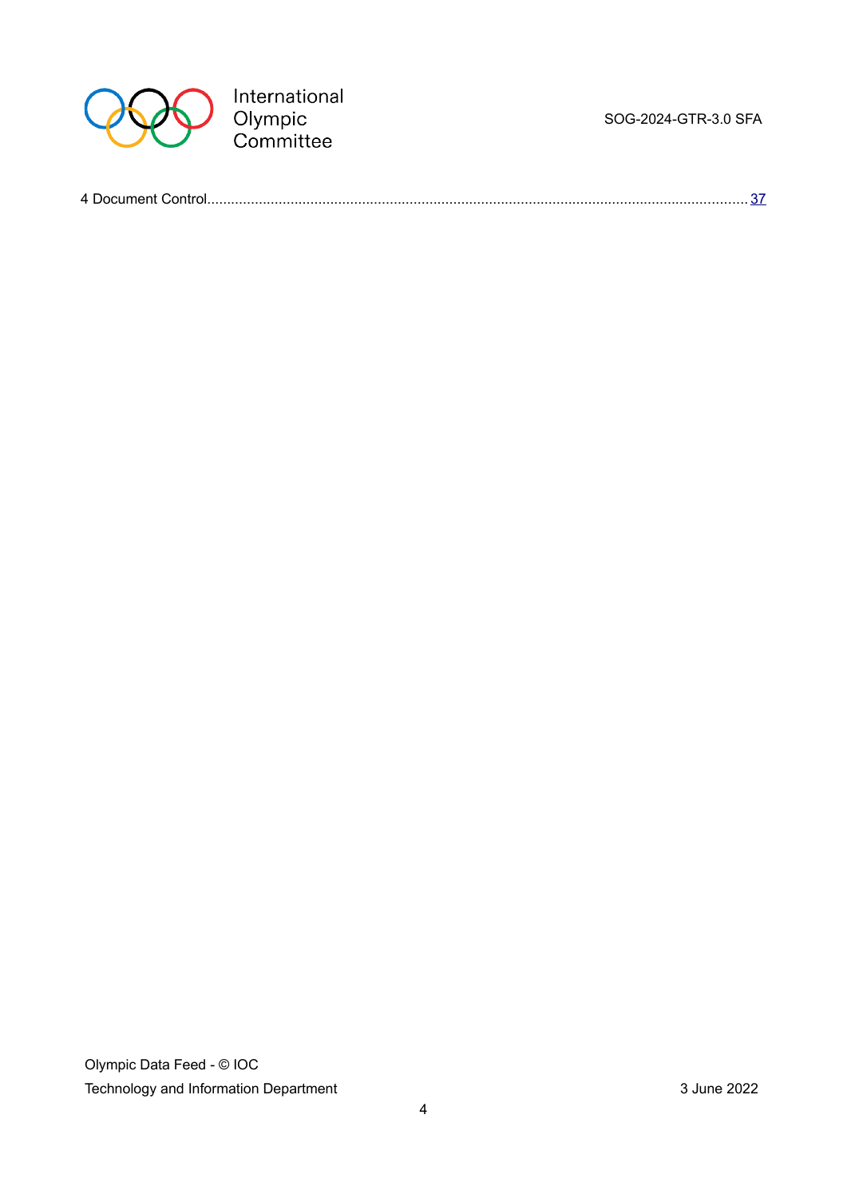4 Document Control.......................................................................................................................................... 37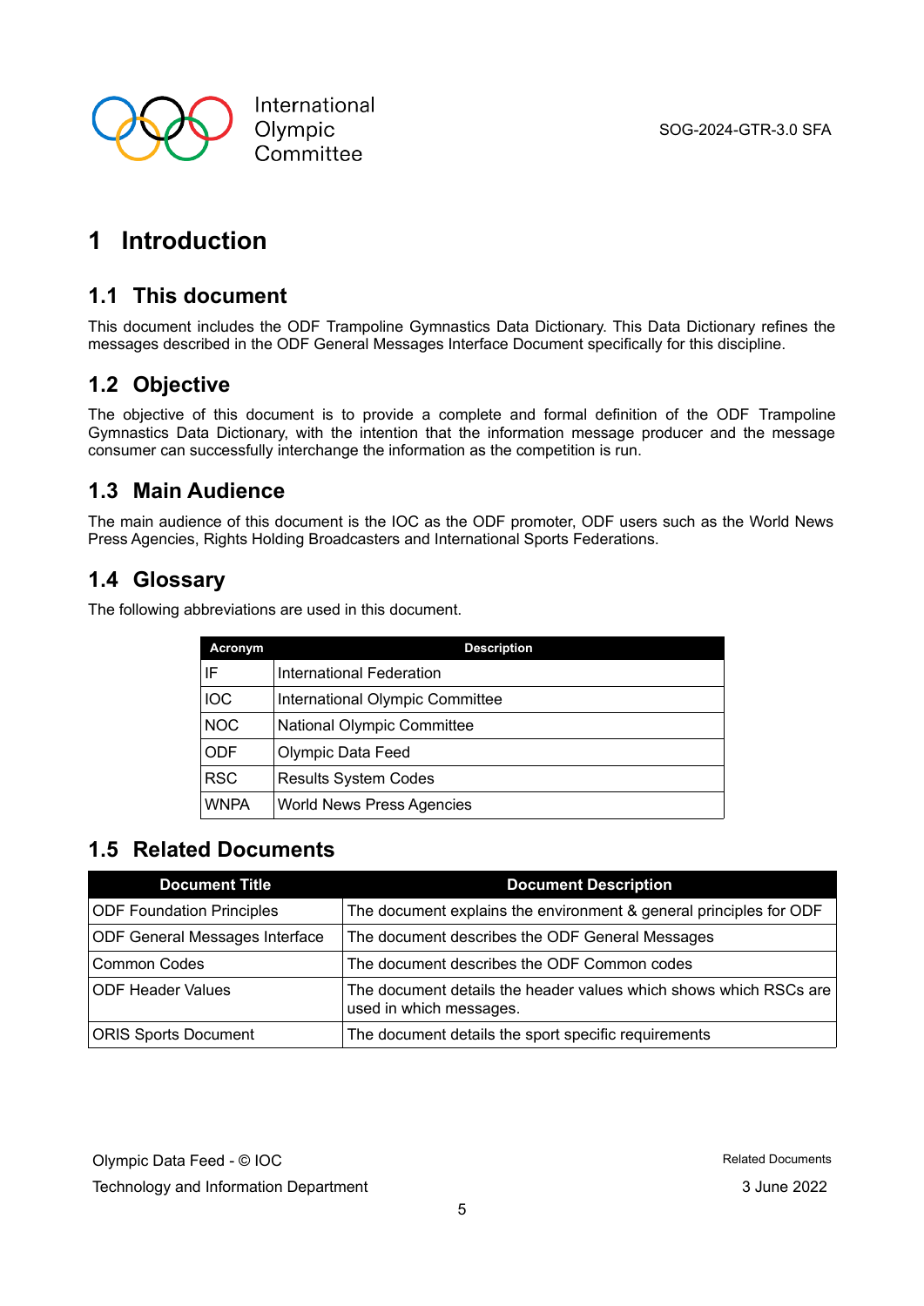# 1 Introduction

## 1.1 This document

This document includes the ODF Trampoline Gymnastics Data Dictionary. This Data Dictionary refines the messages described in the ODF General Messages Interface Document specifically for this discipline.

## 1.2 Objective

The objective of this document is to provide a complete and formal definition of the ODF Trampoline Gymnastics Data Dictionary, with the intention that the information message producer and the message consumer can successfully interchange the information as the competition is run.

## 1.3 Main Audience

The main audience of this document is the IOC as the ODF promoter, ODF users such as the World News Press Agencies, Rights Holding Broadcasters and International Sports Federations.

## 1.4 Glossary

The following abbreviations are used in this document.

| Acronym | Description |
|---|---|
| IF | International Federation |
| IOC | International Olympic Committee |
| NOC | National Olympic Committee |
| ODF | Olympic Data Feed |
| RSC | Results System Codes |
| WNPA | World News Press Agencies |

## 1.5 Related Documents

| Document Title | Document Description |
|---|---|
| ODF Foundation Principles | The document explains the environment & general principles for ODF |
| ODF General Messages Interface | The document describes the ODF General Messages |
| Common Codes | The document describes the ODF Common codes |
| ODF Header Values | The document details the header values which shows which RSCs are used in which messages. |
| ORIS Sports Document | The document details the sport specific requirements |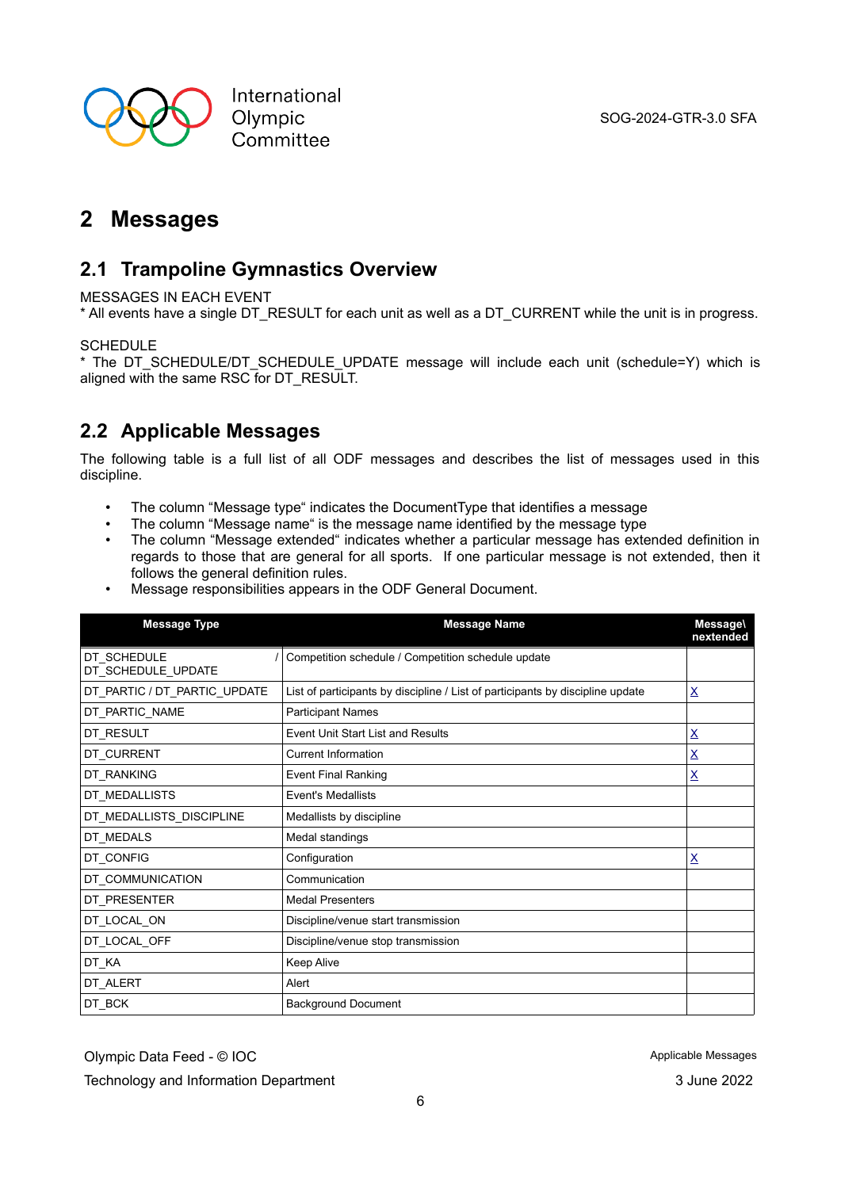## 2 Messages

### 2.1 Trampoline Gymnastics Overview

MESSAGES IN EACH EVENT
* All events have a single DT_RESULT for each unit as well as a DT_CURRENT while the unit is in progress.

SCHEDULE
* The DT_SCHEDULE/DT_SCHEDULE_UPDATE message will include each unit (schedule=Y) which is aligned with the same RSC for DT_RESULT.

### 2.2 Applicable Messages

The following table is a full list of all ODF messages and describes the list of messages used in this discipline.

- The column "Message type" indicates the DocumentType that identifies a message
- The column "Message name" is the message name identified by the message type
- The column "Message extended" indicates whether a particular message has extended definition in regards to those that are general for all sports. If one particular message is not extended, then it follows the general definition rules.
- Message responsibilities appears in the ODF General Document.

| Message Type | Message Name | Message\nextended |
|---|---|---|
| DT_SCHEDULE / DT_SCHEDULE_UPDATE | Competition schedule / Competition schedule update | |
| DT_PARTIC / DT_PARTIC_UPDATE | List of participants by discipline / List of participants by discipline update | X |
| DT_PARTIC_NAME | Participant Names | |
| DT_RESULT | Event Unit Start List and Results | X |
| DT_CURRENT | Current Information | X |
| DT_RANKING | Event Final Ranking | X |
| DT_MEDALLISTS | Event's Medallists | |
| DT_MEDALLISTS_DISCIPLINE | Medallists by discipline | |
| DT_MEDALS | Medal standings | |
| DT_CONFIG | Configuration | X |
| DT_COMMUNICATION | Communication | |
| DT_PRESENTER | Medal Presenters | |
| DT_LOCAL_ON | Discipline/venue start transmission | |
| DT_LOCAL_OFF | Discipline/venue stop transmission | |
| DT_KA | Keep Alive | |
| DT_ALERT | Alert | |
| DT_BCK | Background Document | |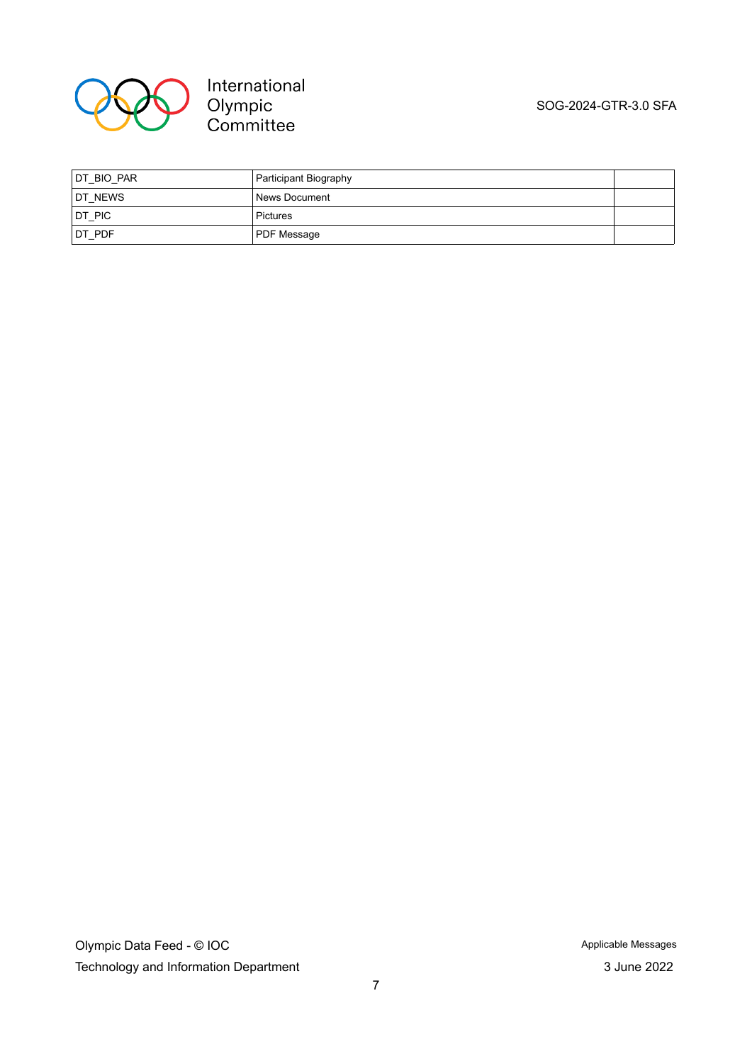| | | |
|---|---|---|
| DT_BIO_PAR | Participant Biography | |
| DT_NEWS | News Document | |
| DT_PIC | Pictures | |
| DT_PDF | PDF Message | |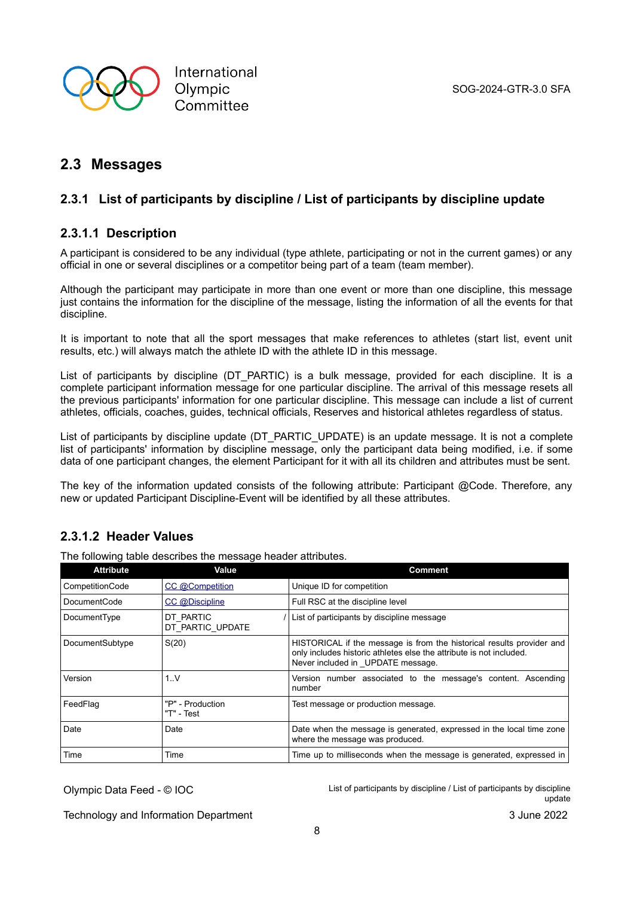## 2.3 Messages

### 2.3.1 List of participants by discipline / List of participants by discipline update

#### 2.3.1.1 Description

A participant is considered to be any individual (type athlete, participating or not in the current games) or any official in one or several disciplines or a competitor being part of a team (team member).

Although the participant may participate in more than one event or more than one discipline, this message just contains the information for the discipline of the message, listing the information of all the events for that discipline.

It is important to note that all the sport messages that make references to athletes (start list, event unit results, etc.) will always match the athlete ID with the athlete ID in this message.

List of participants by discipline (DT_PARTIC) is a bulk message, provided for each discipline. It is a complete participant information message for one particular discipline. The arrival of this message resets all the previous participants' information for one particular discipline. This message can include a list of current athletes, officials, coaches, guides, technical officials, Reserves and historical athletes regardless of status.

List of participants by discipline update (DT_PARTIC_UPDATE) is an update message. It is not a complete list of participants' information by discipline message, only the participant data being modified, i.e. if some data of one participant changes, the element Participant for it with all its children and attributes must be sent.

The key of the information updated consists of the following attribute: Participant @Code. Therefore, any new or updated Participant Discipline-Event will be identified by all these attributes.

#### 2.3.1.2 Header Values

The following table describes the message header attributes.

| Attribute | Value | Comment |
|---|---|---|
| CompetitionCode | CC @Competition | Unique ID for competition |
| DocumentCode | CC @Discipline | Full RSC at the discipline level |
| DocumentType | DT_PARTIC / DT_PARTIC_UPDATE | List of participants by discipline message |
| DocumentSubtype | S(20) | HISTORICAL if the message is from the historical results provider and only includes historic athletes else the attribute is not included. Never included in _UPDATE message. |
| Version | 1..V | Version number associated to the message's content. Ascending number |
| FeedFlag | "P" - Production "T" - Test | Test message or production message. |
| Date | Date | Date when the message is generated, expressed in the local time zone where the message was produced. |
| Time | Time | Time up to milliseconds when the message is generated, expressed in |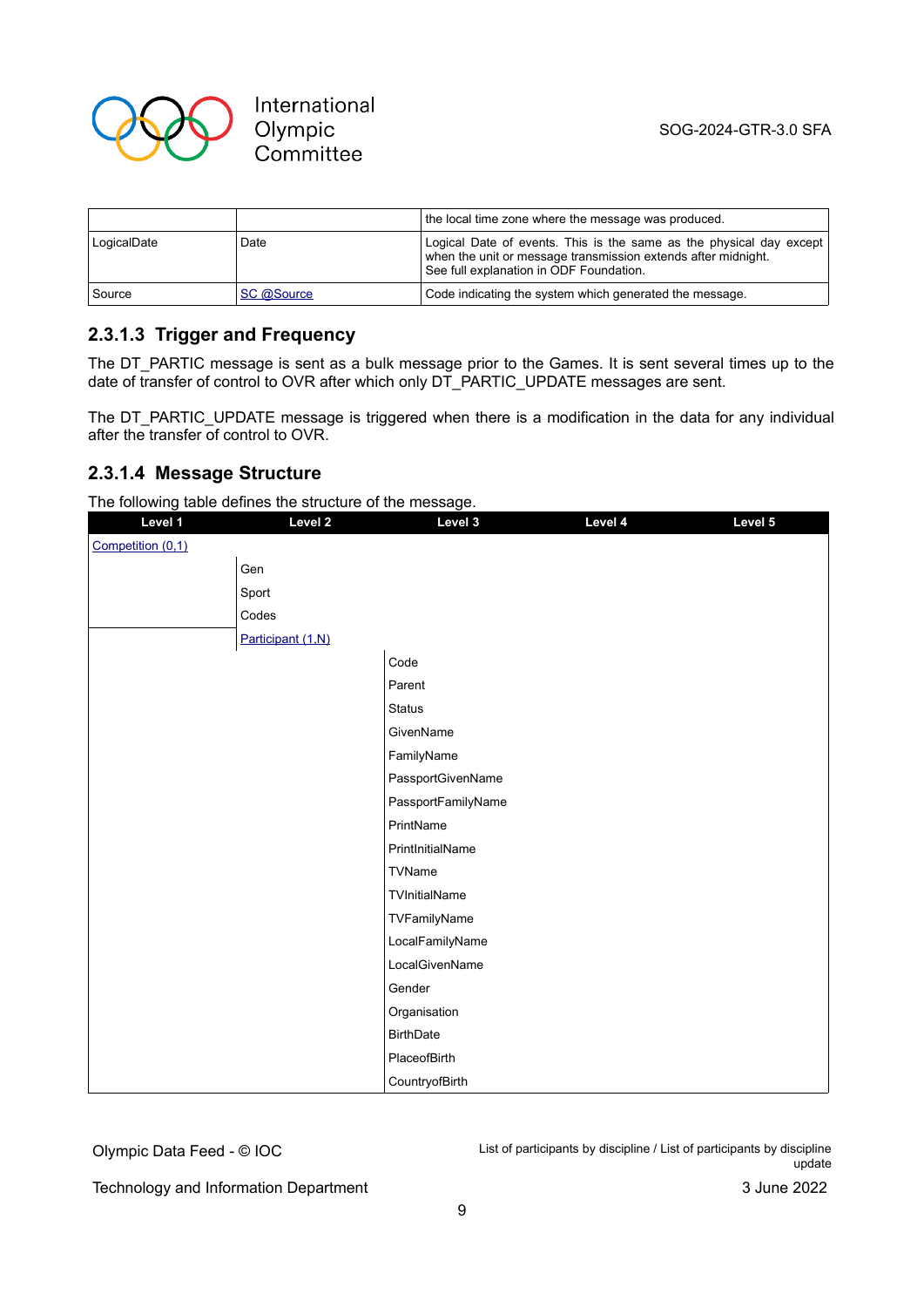|  |  | the local time zone where the message was produced. |
|---|---|---|
| LogicalDate | Date | Logical Date of events. This is the same as the physical day except when the unit or message transmission extends after midnight. See full explanation in ODF Foundation. |
| Source | SC @Source | Code indicating the system which generated the message. |

### 2.3.1.3 Trigger and Frequency

The DT_PARTIC message is sent as a bulk message prior to the Games. It is sent several times up to the date of transfer of control to OVR after which only DT_PARTIC_UPDATE messages are sent.

The DT_PARTIC_UPDATE message is triggered when there is a modification in the data for any individual after the transfer of control to OVR.

### 2.3.1.4 Message Structure

The following table defines the structure of the message.

| Level 1 | Level 2 | Level 3 | Level 4 | Level 5 |
|---|---|---|---|---|
| Competition (0,1) |  |  |  |  |
|  | Gen |  |  |  |
|  | Sport |  |  |  |
|  | Codes |  |  |  |
|  | Participant (1,N) |  |  |  |
|  |  | Code |  |  |
|  |  | Parent |  |  |
|  |  | Status |  |  |
|  |  | GivenName |  |  |
|  |  | FamilyName |  |  |
|  |  | PassportGivenName |  |  |
|  |  | PassportFamilyName |  |  |
|  |  | PrintName |  |  |
|  |  | PrintInitialName |  |  |
|  |  | TVName |  |  |
|  |  | TVInitialName |  |  |
|  |  | TVFamilyName |  |  |
|  |  | LocalFamilyName |  |  |
|  |  | LocalGivenName |  |  |
|  |  | Gender |  |  |
|  |  | Organisation |  |  |
|  |  | BirthDate |  |  |
|  |  | PlaceofBirth |  |  |
|  |  | CountryofBirth |  |  |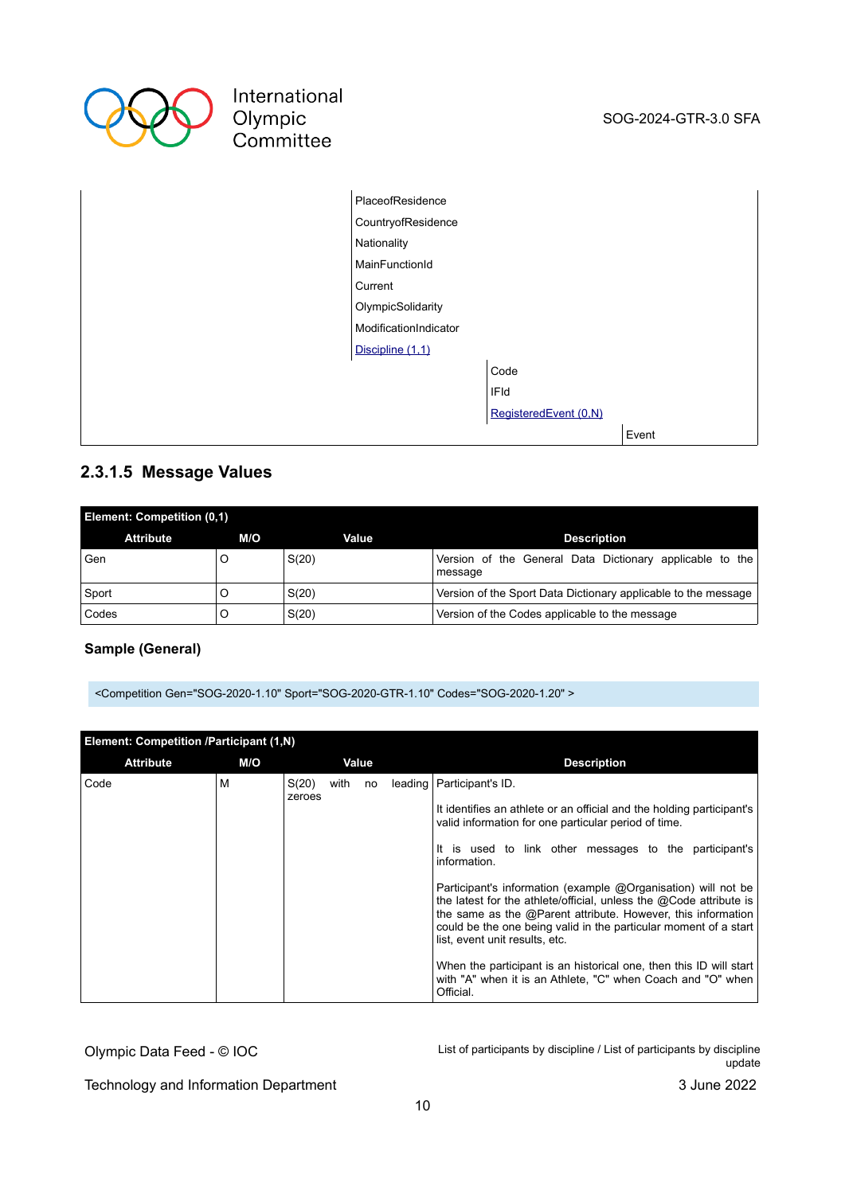| | | | |
|---|---|---|---|
| | PlaceofResidence | | |
| | CountryofResidence | | |
| | Nationality | | |
| | MainFunctionId | | |
| | Current | | |
| | OlympicSolidarity | | |
| | ModificationIndicator | | |
| | Discipline (1,1) | | |
| | | Code | |
| | | IFId | |
| | | RegisteredEvent (0,N) | |
| | | | Event |

### 2.3.1.5 Message Values

| Element: Competition (0,1) | | | |
|---|---|---|---|
| **Attribute** | **M/O** | **Value** | **Description** |
| Gen | O | S(20) | Version of the General Data Dictionary applicable to the message |
| Sport | O | S(20) | Version of the Sport Data Dictionary applicable to the message |
| Codes | O | S(20) | Version of the Codes applicable to the message |

**Sample (General)**

```
<Competition Gen="SOG-2020-1.10" Sport="SOG-2020-GTR-1.10" Codes="SOG-2020-1.20" >
```

| Element: Competition /Participant (1,N) | | | |
|---|---|---|---|
| **Attribute** | **M/O** | **Value** | **Description** |
| Code | M | S(20) with no leading zeroes | Participant's ID.<br><br>It identifies an athlete or an official and the holding participant's valid information for one particular period of time.<br><br>It is used to link other messages to the participant's information.<br><br>Participant's information (example @Organisation) will not be the latest for the athlete/official, unless the @Code attribute is the same as the @Parent attribute. However, this information could be the one being valid in the particular moment of a start list, event unit results, etc.<br><br>When the participant is an historical one, then this ID will start with "A" when it is an Athlete, "C" when Coach and "O" when Official. |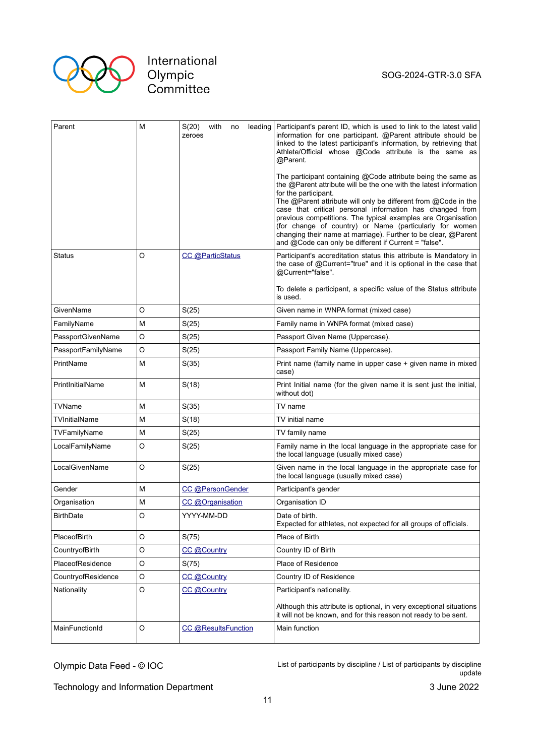| Parent | M | S(20) with no leading zeroes | Participant's parent ID, which is used to link to the latest valid information for one participant. @Parent attribute should be linked to the latest participant's information, by retrieving that Athlete/Official whose @Code attribute is the same as @Parent.<br><br>The participant containing @Code attribute being the same as the @Parent attribute will be the one with the latest information for the participant.<br>The @Parent attribute will only be different from @Code in the case that critical personal information has changed from previous competitions. The typical examples are Organisation (for change of country) or Name (particularly for women changing their name at marriage). Further to be clear, @Parent and @Code can only be different if Current = "false". |
|---|---|---|---|
| Status | O | CC @ParticStatus | Participant's accreditation status this attribute is Mandatory in the case of @Current="true" and it is optional in the case that @Current="false".<br><br>To delete a participant, a specific value of the Status attribute is used. |
| GivenName | O | S(25) | Given name in WNPA format (mixed case) |
| FamilyName | M | S(25) | Family name in WNPA format (mixed case) |
| PassportGivenName | O | S(25) | Passport Given Name (Uppercase). |
| PassportFamilyName | O | S(25) | Passport Family Name (Uppercase). |
| PrintName | M | S(35) | Print name (family name in upper case + given name in mixed case) |
| PrintInitialName | M | S(18) | Print Initial name (for the given name it is sent just the initial, without dot) |
| TVName | M | S(35) | TV name |
| TVInitialName | M | S(18) | TV initial name |
| TVFamilyName | M | S(25) | TV family name |
| LocalFamilyName | O | S(25) | Family name in the local language in the appropriate case for the local language (usually mixed case) |
| LocalGivenName | O | S(25) | Given name in the local language in the appropriate case for the local language (usually mixed case) |
| Gender | M | CC @PersonGender | Participant's gender |
| Organisation | M | CC @Organisation | Organisation ID |
| BirthDate | O | YYYY-MM-DD | Date of birth.<br>Expected for athletes, not expected for all groups of officials. |
| PlaceofBirth | O | S(75) | Place of Birth |
| CountryofBirth | O | CC @Country | Country ID of Birth |
| PlaceofResidence | O | S(75) | Place of Residence |
| CountryofResidence | O | CC @Country | Country ID of Residence |
| Nationality | O | CC @Country | Participant's nationality.<br><br>Although this attribute is optional, in very exceptional situations it will not be known, and for this reason not ready to be sent. |
| MainFunctionId | O | CC @ResultsFunction | Main function |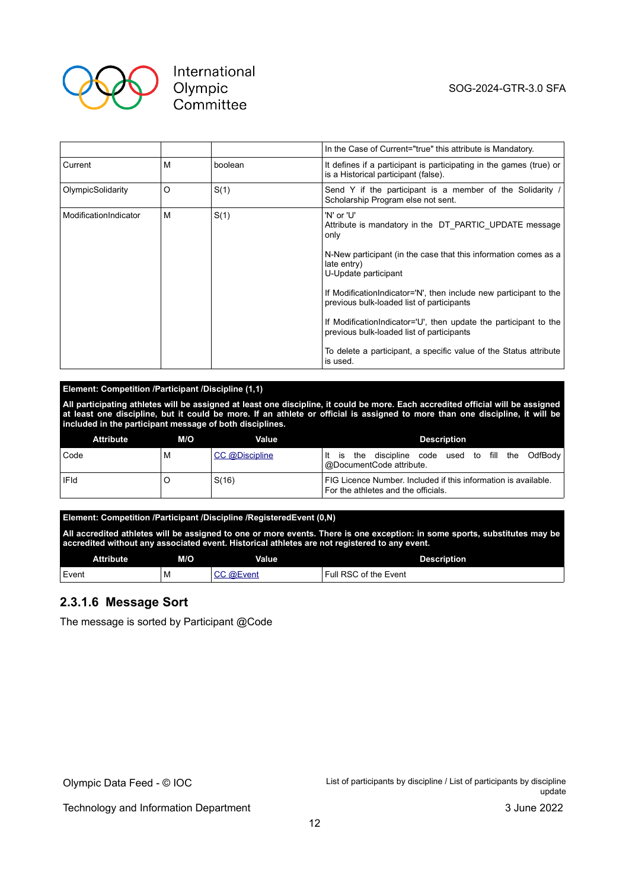| | | | |
|---|---|---|---|
| | | | In the Case of Current="true" this attribute is Mandatory. |
| Current | M | boolean | It defines if a participant is participating in the games (true) or is a Historical participant (false). |
| OlympicSolidarity | O | S(1) | Send Y if the participant is a member of the Solidarity / Scholarship Program else not sent. |
| ModificationIndicator | M | S(1) | 'N' or 'U'<br>Attribute is mandatory in the DT_PARTIC_UPDATE message only<br><br>N-New participant (in the case that this information comes as a late entry)<br>U-Update participant<br><br>If ModificationIndicator='N', then include new participant to the previous bulk-loaded list of participants<br><br>If ModificationIndicator='U', then update the participant to the previous bulk-loaded list of participants<br><br>To delete a participant, a specific value of the Status attribute is used. |

**Element: Competition /Participant /Discipline (1,1)**

**All participating athletes will be assigned at least one discipline, it could be more. Each accredited official will be assigned at least one discipline, but it could be more. If an athlete or official is assigned to more than one discipline, it will be included in the participant message of both disciplines.**

| Attribute | M/O | Value | Description |
|---|---|---|---|
| Code | M | CC @Discipline | It is the discipline code used to fill the OdfBody @DocumentCode attribute. |
| IFId | O | S(16) | FIG Licence Number. Included if this information is available. For the athletes and the officials. |

**Element: Competition /Participant /Discipline /RegisteredEvent (0,N)**

**All accredited athletes will be assigned to one or more events. There is one exception: in some sports, substitutes may be accredited without any associated event. Historical athletes are not registered to any event.**

| Attribute | M/O | Value | Description |
|---|---|---|---|
| Event | M | CC @Event | Full RSC of the Event |

### 2.3.1.6 Message Sort

The message is sorted by Participant @Code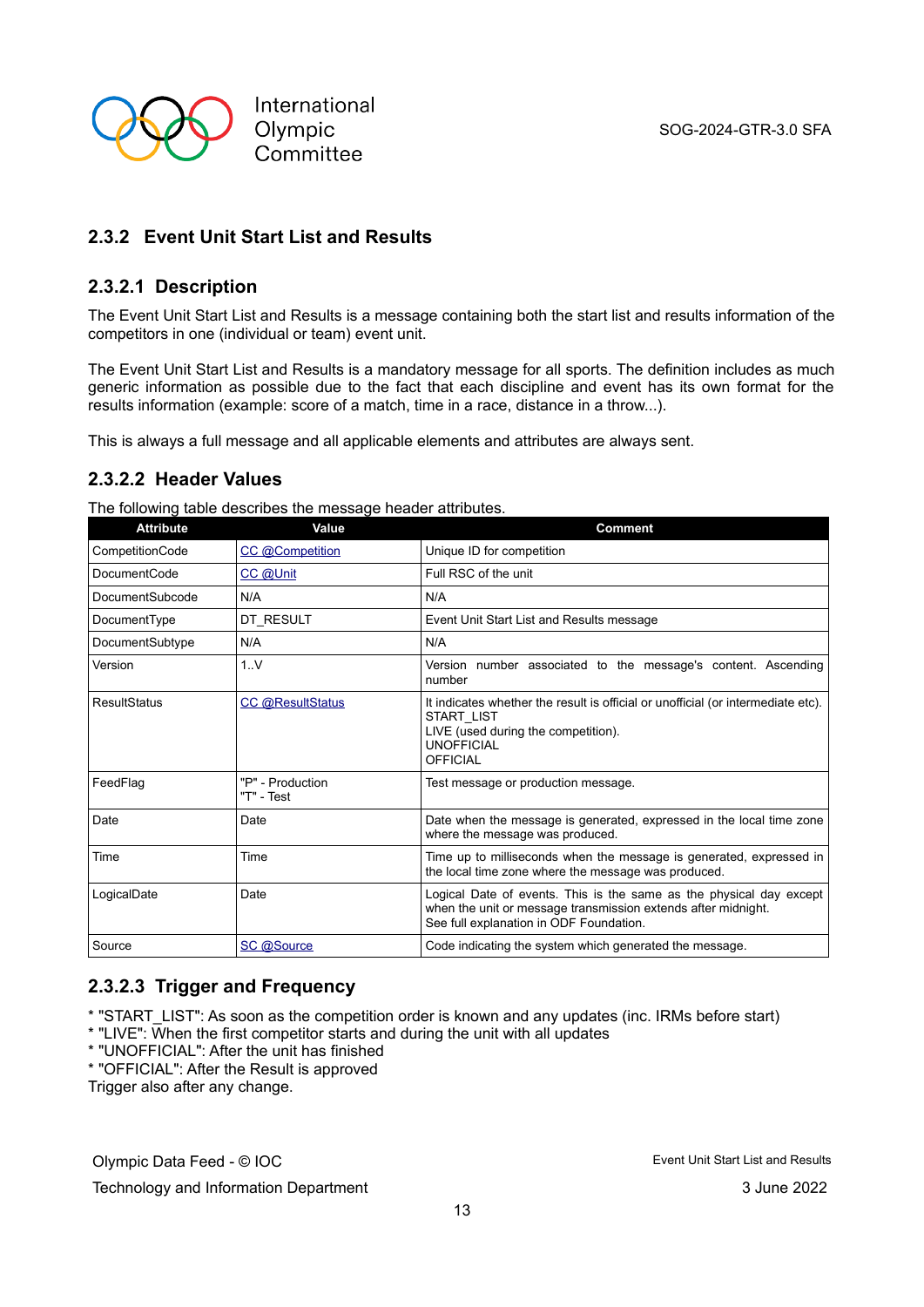## 2.3.2 Event Unit Start List and Results

### 2.3.2.1 Description

The Event Unit Start List and Results is a message containing both the start list and results information of the competitors in one (individual or team) event unit.

The Event Unit Start List and Results is a mandatory message for all sports. The definition includes as much generic information as possible due to the fact that each discipline and event has its own format for the results information (example: score of a match, time in a race, distance in a throw...).

This is always a full message and all applicable elements and attributes are always sent.

### 2.3.2.2 Header Values

The following table describes the message header attributes.

| Attribute | Value | Comment |
|---|---|---|
| CompetitionCode | CC @Competition | Unique ID for competition |
| DocumentCode | CC @Unit | Full RSC of the unit |
| DocumentSubcode | N/A | N/A |
| DocumentType | DT_RESULT | Event Unit Start List and Results message |
| DocumentSubtype | N/A | N/A |
| Version | 1..V | Version number associated to the message's content. Ascending number |
| ResultStatus | CC @ResultStatus | It indicates whether the result is official or unofficial (or intermediate etc).<br>START_LIST<br>LIVE (used during the competition).<br>UNOFFICIAL<br>OFFICIAL |
| FeedFlag | "P" - Production<br>"T" - Test | Test message or production message. |
| Date | Date | Date when the message is generated, expressed in the local time zone where the message was produced. |
| Time | Time | Time up to milliseconds when the message is generated, expressed in the local time zone where the message was produced. |
| LogicalDate | Date | Logical Date of events. This is the same as the physical day except when the unit or message transmission extends after midnight.<br>See full explanation in ODF Foundation. |
| Source | SC @Source | Code indicating the system which generated the message. |

### 2.3.2.3 Trigger and Frequency

* "START_LIST": As soon as the competition order is known and any updates (inc. IRMs before start)
* "LIVE": When the first competitor starts and during the unit with all updates
* "UNOFFICIAL": After the unit has finished
* "OFFICIAL": After the Result is approved

Trigger also after any change.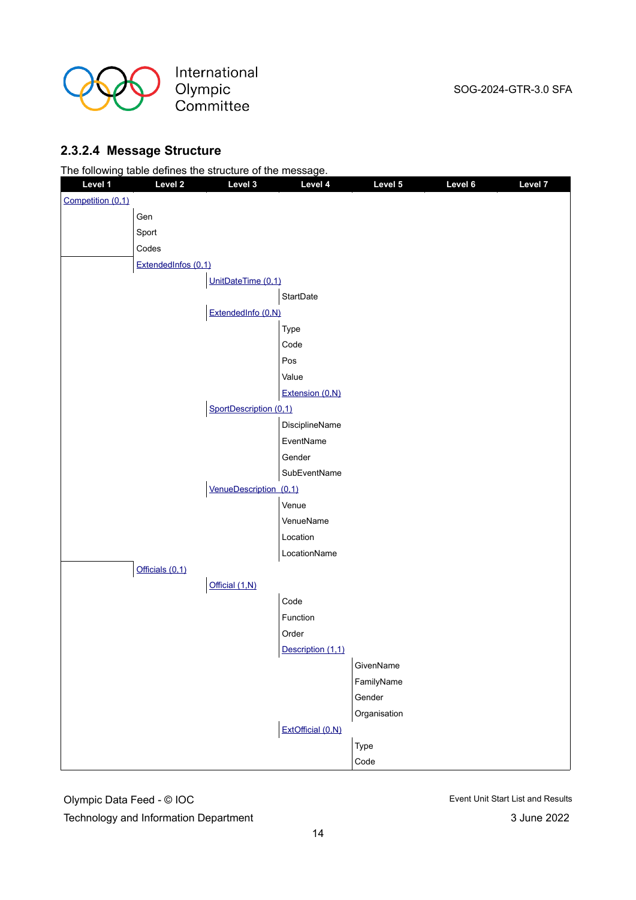### 2.3.2.4 Message Structure

The following table defines the structure of the message.

| Level 1 | Level 2 | Level 3 | Level 4 | Level 5 | Level 6 | Level 7 |
|---|---|---|---|---|---|---|
| Competition (0,1) | | | | | | |
| | Gen | | | | | |
| | Sport | | | | | |
| | Codes | | | | | |
| | ExtendedInfos (0,1) | | | | | |
| | | UnitDateTime (0,1) | | | | |
| | | | StartDate | | | |
| | | ExtendedInfo (0,N) | | | | |
| | | | Type | | | |
| | | | Code | | | |
| | | | Pos | | | |
| | | | Value | | | |
| | | | Extension (0,N) | | | |
| | | SportDescription (0,1) | | | | |
| | | | DisciplineName | | | |
| | | | EventName | | | |
| | | | Gender | | | |
| | | | SubEventName | | | |
| | | VenueDescription (0,1) | | | | |
| | | | Venue | | | |
| | | | VenueName | | | |
| | | | Location | | | |
| | | | LocationName | | | |
| | Officials (0,1) | | | | | |
| | | Official (1,N) | | | | |
| | | | Code | | | |
| | | | Function | | | |
| | | | Order | | | |
| | | | Description (1,1) | | | |
| | | | | GivenName | | |
| | | | | FamilyName | | |
| | | | | Gender | | |
| | | | | Organisation | | |
| | | | ExtOfficial (0,N) | | | |
| | | | | Type | | |
| | | | | Code | | |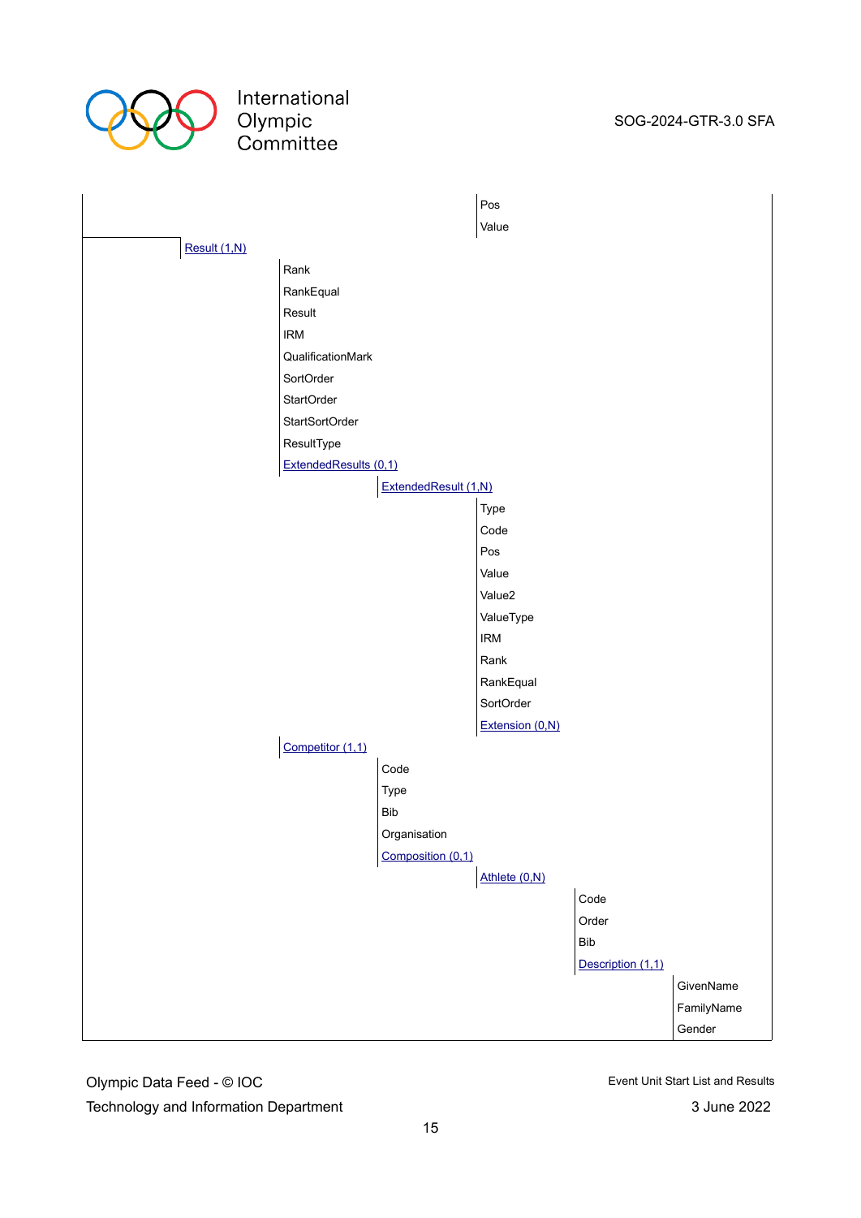- Pos
- Value

- Result (1,N)
  - Rank
  - RankEqual
  - Result
  - IRM
  - QualificationMark
  - SortOrder
  - StartOrder
  - StartSortOrder
  - ResultType
  - ExtendedResults (0,1)
    - ExtendedResult (1,N)
      - Type
      - Code
      - Pos
      - Value
      - Value2
      - ValueType
      - IRM
      - Rank
      - RankEqual
      - SortOrder
      - Extension (0,N)
  - Competitor (1,1)
    - Code
    - Type
    - Bib
    - Organisation
    - Composition (0,1)
      - Athlete (0,N)
        - Code
        - Order
        - Bib
        - Description (1,1)
          - GivenName
          - FamilyName
          - Gender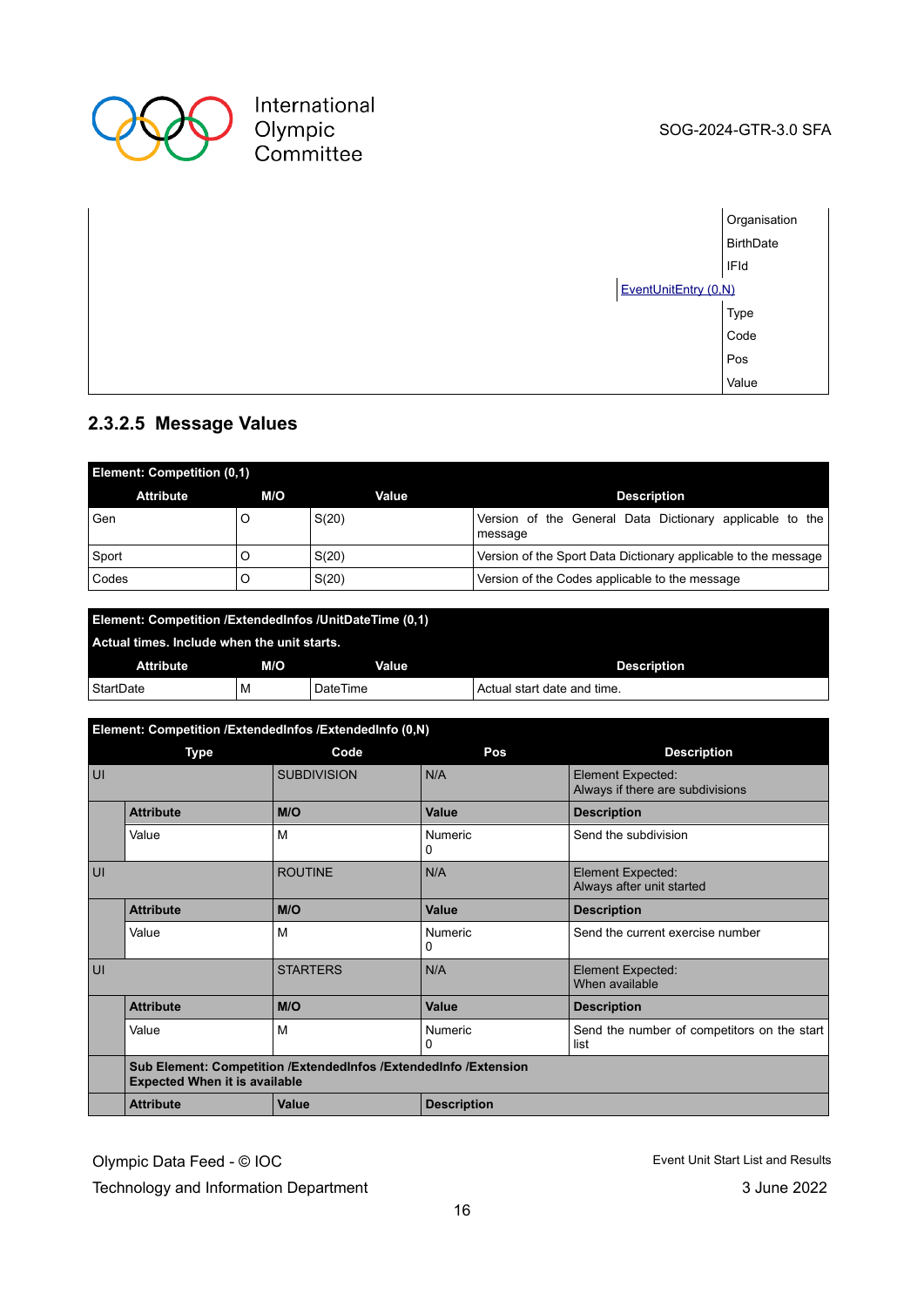| | | |
|---|---|---|
| | | Organisation |
| | | BirthDate |
| | | IFId |
| | EventUnitEntry (0,N) | |
| | | Type |
| | | Code |
| | | Pos |
| | | Value |

### 2.3.2.5 Message Values

| Element: Competition (0,1) | | | |
|---|---|---|---|
| **Attribute** | **M/O** | **Value** | **Description** |
| Gen | O | S(20) | Version of the General Data Dictionary applicable to the message |
| Sport | O | S(20) | Version of the Sport Data Dictionary applicable to the message |
| Codes | O | S(20) | Version of the Codes applicable to the message |

| Element: Competition /ExtendedInfos /UnitDateTime (0,1)<br>Actual times. Include when the unit starts. | | | |
|---|---|---|---|
| **Attribute** | **M/O** | **Value** | **Description** |
| StartDate | M | DateTime | Actual start date and time. |

| Element: Competition /ExtendedInfos /ExtendedInfo (0,N) | | | | |
|---|---|---|---|---|
| **Type** | | **Code** | **Pos** | **Description** |
| UI | | SUBDIVISION | N/A | Element Expected:<br>Always if there are subdivisions |
| | **Attribute** | **M/O** | **Value** | **Description** |
| | Value | M | Numeric<br>0 | Send the subdivision |
| UI | | ROUTINE | N/A | Element Expected:<br>Always after unit started |
| | **Attribute** | **M/O** | **Value** | **Description** |
| | Value | M | Numeric<br>0 | Send the current exercise number |
| UI | | STARTERS | N/A | Element Expected:<br>When available |
| | **Attribute** | **M/O** | **Value** | **Description** |
| | Value | M | Numeric<br>0 | Send the number of competitors on the start list |
| | **Sub Element: Competition /ExtendedInfos /ExtendedInfo /Extension<br>Expected When it is available** | | | |
| | **Attribute** | **Value** | **Description** | |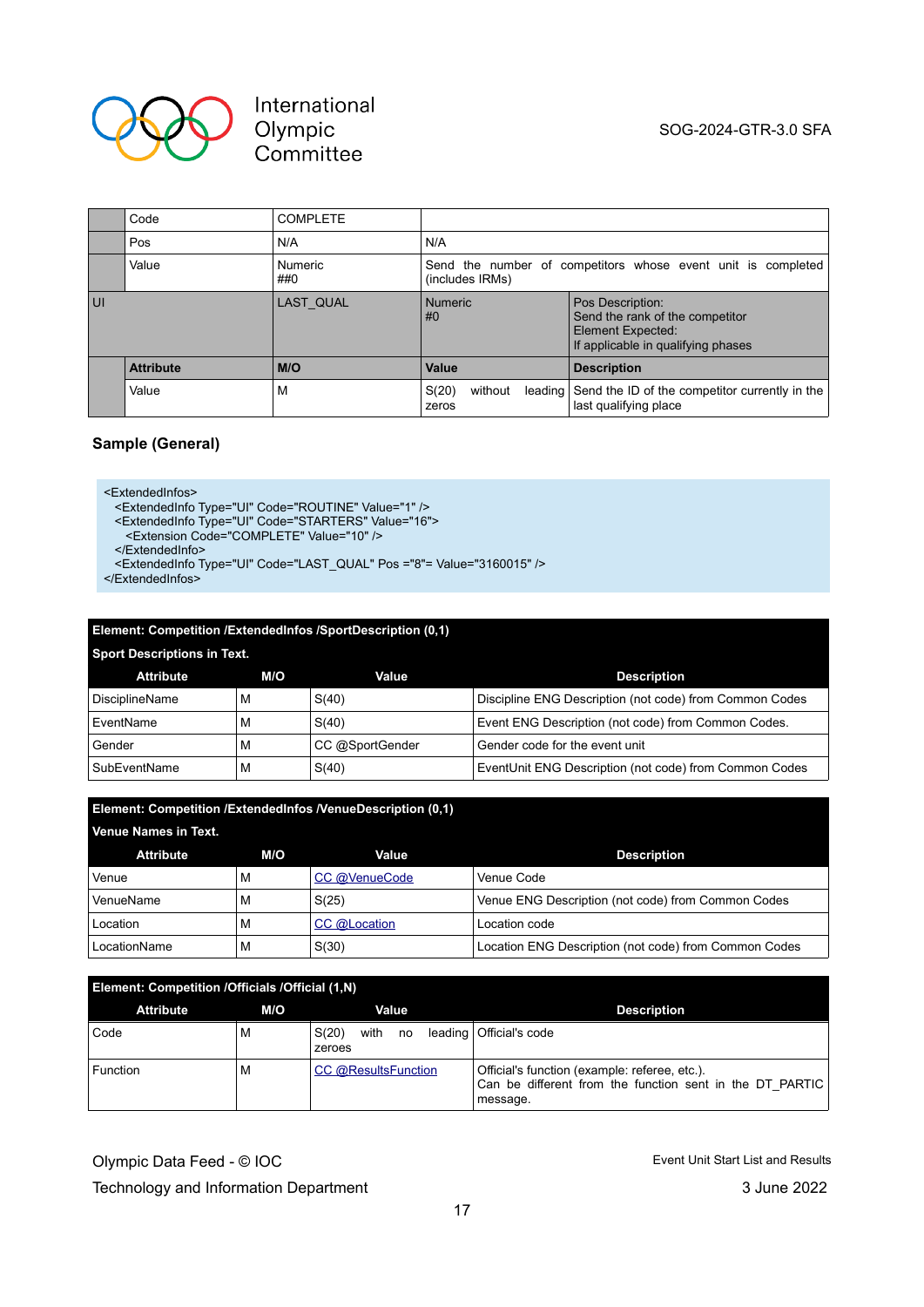| | Code | COMPLETE | | |
|---|---|---|---|---|
| | Pos | N/A | N/A | |
| | Value | Numeric ##0 | Send the number of competitors whose event unit is completed (includes IRMs) | |
| UI | | LAST_QUAL | Numeric #0 | Pos Description: Send the rank of the competitor Element Expected: If applicable in qualifying phases |
| | **Attribute** | **M/O** | **Value** | **Description** |
| | Value | M | S(20) without leading zeros | Send the ID of the competitor currently in the last qualifying place |

### Sample (General)

```
<ExtendedInfos>
  <ExtendedInfo Type="UI" Code="ROUTINE" Value="1" />
  <ExtendedInfo Type="UI" Code="STARTERS" Value="16">
    <Extension Code="COMPLETE" Value="10" />
  </ExtendedInfo>
  <ExtendedInfo Type="UI" Code="LAST_QUAL" Pos ="8"= Value="3160015" />
</ExtendedInfos>
```

**Element: Competition /ExtendedInfos /SportDescription (0,1)**

**Sport Descriptions in Text.**

| Attribute | M/O | Value | Description |
|---|---|---|---|
| DisciplineName | M | S(40) | Discipline ENG Description (not code) from Common Codes |
| EventName | M | S(40) | Event ENG Description (not code) from Common Codes. |
| Gender | M | CC @SportGender | Gender code for the event unit |
| SubEventName | M | S(40) | EventUnit ENG Description (not code) from Common Codes |

**Element: Competition /ExtendedInfos /VenueDescription (0,1)**

**Venue Names in Text.**

| Attribute | M/O | Value | Description |
|---|---|---|---|
| Venue | M | CC @VenueCode | Venue Code |
| VenueName | M | S(25) | Venue ENG Description (not code) from Common Codes |
| Location | M | CC @Location | Location code |
| LocationName | M | S(30) | Location ENG Description (not code) from Common Codes |

**Element: Competition /Officials /Official (1,N)**

| Attribute | M/O | Value | Description |
|---|---|---|---|
| Code | M | S(20) with no leading zeroes | Official's code |
| Function | M | CC @ResultsFunction | Official's function (example: referee, etc.). Can be different from the function sent in the DT_PARTIC message. |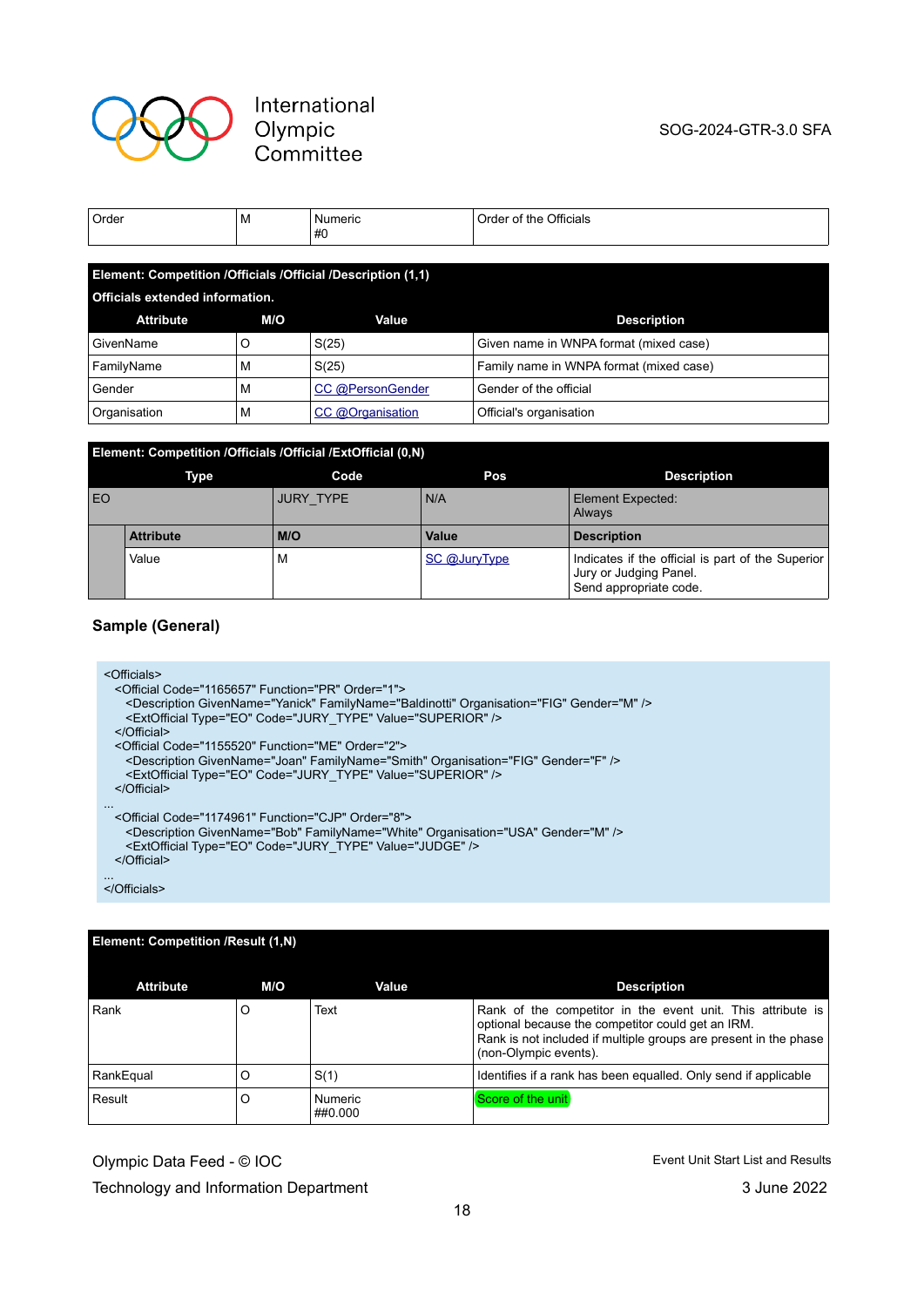| Order | M | Numeric<br>#0 | Order of the Officials |
|---|---|---|---|

| Element: Competition /Officials /Official /Description (1,1) | | | |
|---|---|---|---|
| Officials extended information. | | | |
| **Attribute** | **M/O** | **Value** | **Description** |
| GivenName | O | S(25) | Given name in WNPA format (mixed case) |
| FamilyName | M | S(25) | Family name in WNPA format (mixed case) |
| Gender | M | CC @PersonGender | Gender of the official |
| Organisation | M | CC @Organisation | Official's organisation |

| Element: Competition /Officials /Official /ExtOfficial (0,N) | | | | |
|---|---|---|---|---|
| **Type** | | **Code** | **Pos** | **Description** |
| EO | | JURY_TYPE | N/A | Element Expected:<br>Always |
| | **Attribute** | **M/O** | **Value** | **Description** |
| | Value | M | SC @JuryType | Indicates if the official is part of the Superior Jury or Judging Panel.<br>Send appropriate code. |

### Sample (General)

```
<Officials>
  <Official Code="1165657" Function="PR" Order="1">
    <Description GivenName="Yanick" FamilyName="Baldinotti" Organisation="FIG" Gender="M" />
    <ExtOfficial Type="EO" Code="JURY_TYPE" Value="SUPERIOR" />
  </Official>
  <Official Code="1155520" Function="ME" Order="2">
    <Description GivenName="Joan" FamilyName="Smith" Organisation="FIG" Gender="F" />
    <ExtOfficial Type="EO" Code="JURY_TYPE" Value="SUPERIOR" />
  </Official>
...
  <Official Code="1174961" Function="CJP" Order="8">
    <Description GivenName="Bob" FamilyName="White" Organisation="USA" Gender="M" />
    <ExtOfficial Type="EO" Code="JURY_TYPE" Value="JUDGE" />
  </Official>
...
</Officials>
```

| Element: Competition /Result (1,N) | | | |
|---|---|---|---|
| **Attribute** | **M/O** | **Value** | **Description** |
| Rank | O | Text | Rank of the competitor in the event unit. This attribute is optional because the competitor could get an IRM.<br>Rank is not included if multiple groups are present in the phase (non-Olympic events). |
| RankEqual | O | S(1) | Identifies if a rank has been equalled. Only send if applicable |
| Result | O | Numeric<br>##0.000 | Score of the unit |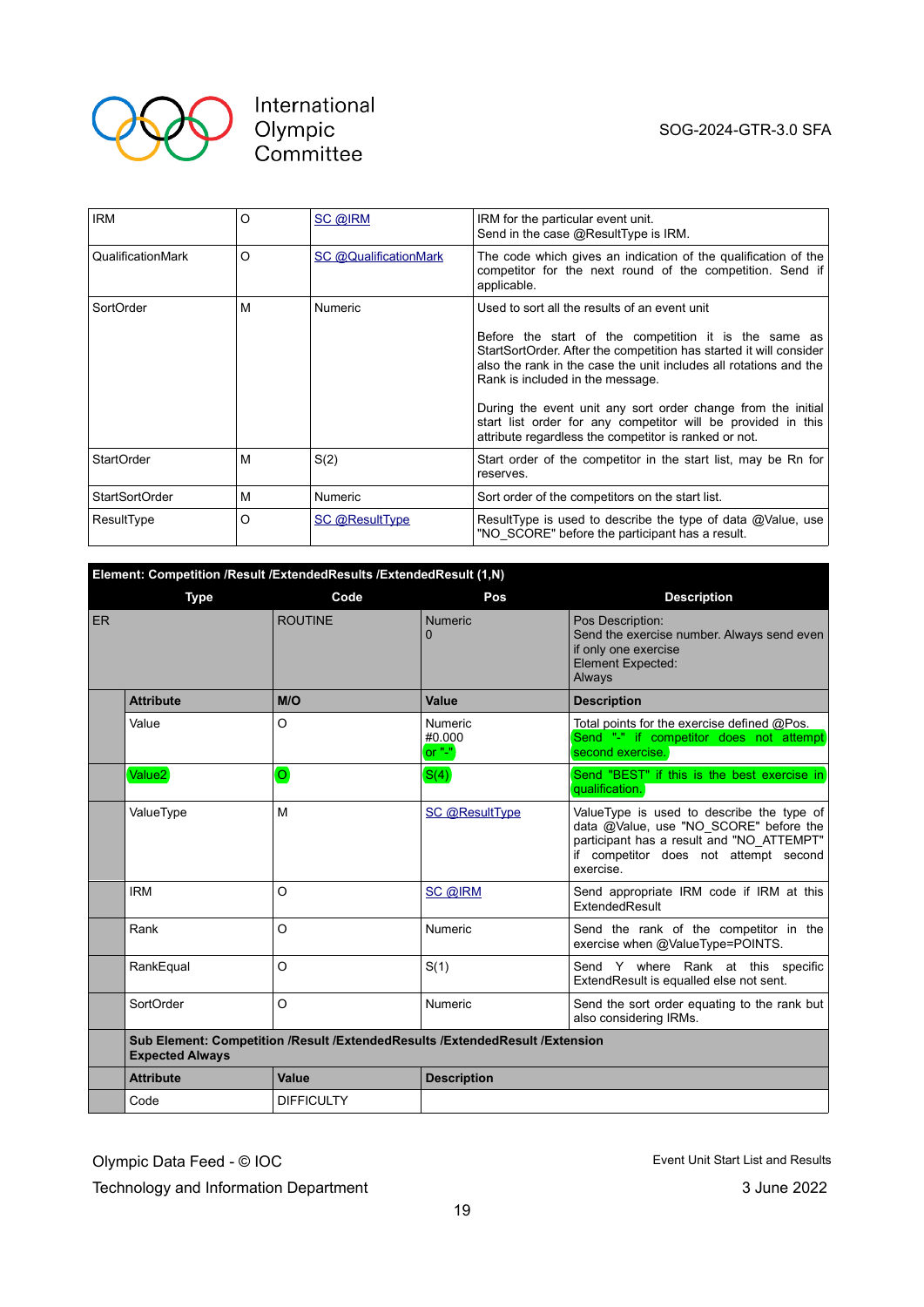| | | | |
|---|---|---|---|
| IRM | O | SC @IRM | IRM for the particular event unit.<br>Send in the case @ResultType is IRM. |
| QualificationMark | O | SC @QualificationMark | The code which gives an indication of the qualification of the competitor for the next round of the competition. Send if applicable. |
| SortOrder | M | Numeric | Used to sort all the results of an event unit<br><br>Before the start of the competition it is the same as StartSortOrder. After the competition has started it will consider also the rank in the case the unit includes all rotations and the Rank is included in the message.<br><br>During the event unit any sort order change from the initial start list order for any competitor will be provided in this attribute regardless the competitor is ranked or not. |
| StartOrder | M | S(2) | Start order of the competitor in the start list, may be Rn for reserves. |
| StartSortOrder | M | Numeric | Sort order of the competitors on the start list. |
| ResultType | O | SC @ResultType | ResultType is used to describe the type of data @Value, use "NO_SCORE" before the participant has a result. |

**Element: Competition /Result /ExtendedResults /ExtendedResult (1,N)**

| Type | | Code | Pos | Description |
|---|---|---|---|---|
| ER | | ROUTINE | Numeric<br>0 | Pos Description:<br>Send the exercise number. Always send even if only one exercise<br>Element Expected:<br>Always |
| | **Attribute** | **M/O** | **Value** | **Description** |
| | Value | O | Numeric<br>#0.000<br>or "-" | Total points for the exercise defined @Pos.<br>Send "-" if competitor does not attempt second exercise. |
| | Value2 | O | S(4) | Send "BEST" if this is the best exercise in qualification. |
| | ValueType | M | SC @ResultType | ValueType is used to describe the type of data @Value, use "NO_SCORE" before the participant has a result and "NO_ATTEMPT" if competitor does not attempt second exercise. |
| | IRM | O | SC @IRM | Send appropriate IRM code if IRM at this ExtendedResult |
| | Rank | O | Numeric | Send the rank of the competitor in the exercise when @ValueType=POINTS. |
| | RankEqual | O | S(1) | Send Y where Rank at this specific ExtendResult is equalled else not sent. |
| | SortOrder | O | Numeric | Send the sort order equating to the rank but also considering IRMs. |
| | **Sub Element: Competition /Result /ExtendedResults /ExtendedResult /Extension**<br>**Expected Always** | | | |
| | **Attribute** | **Value** | **Description** | |
| | Code | DIFFICULTY | | |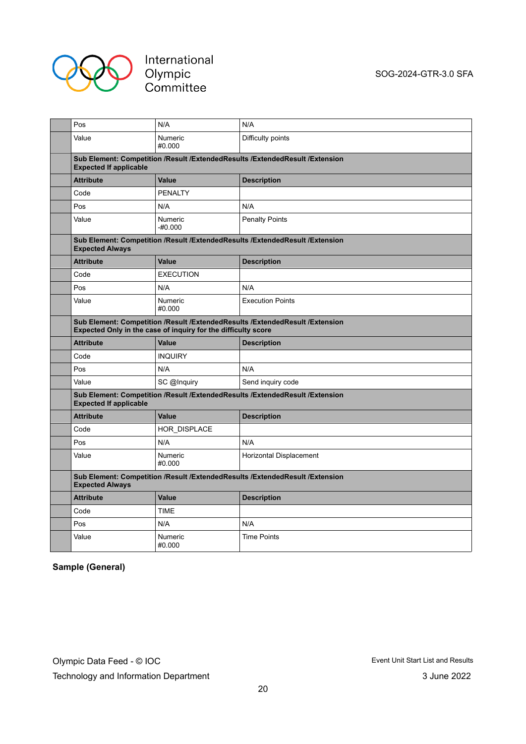| | Attribute | Value | Description |
|---|---|---|---|
| | Pos | N/A | N/A |
| | Value | Numeric<br>#0.000 | Difficulty points |
| | **Sub Element: Competition /Result /ExtendedResults /ExtendedResult /Extension**<br>**Expected If applicable** | | |
| | **Attribute** | **Value** | **Description** |
| | Code | PENALTY | |
| | Pos | N/A | N/A |
| | Value | Numeric<br>-#0.000 | Penalty Points |
| | **Sub Element: Competition /Result /ExtendedResults /ExtendedResult /Extension**<br>**Expected Always** | | |
| | **Attribute** | **Value** | **Description** |
| | Code | EXECUTION | |
| | Pos | N/A | N/A |
| | Value | Numeric<br>#0.000 | Execution Points |
| | **Sub Element: Competition /Result /ExtendedResults /ExtendedResult /Extension**<br>**Expected Only in the case of inquiry for the difficulty score** | | |
| | **Attribute** | **Value** | **Description** |
| | Code | INQUIRY | |
| | Pos | N/A | N/A |
| | Value | SC @Inquiry | Send inquiry code |
| | **Sub Element: Competition /Result /ExtendedResults /ExtendedResult /Extension**<br>**Expected If applicable** | | |
| | **Attribute** | **Value** | **Description** |
| | Code | HOR_DISPLACE | |
| | Pos | N/A | N/A |
| | Value | Numeric<br>#0.000 | Horizontal Displacement |
| | **Sub Element: Competition /Result /ExtendedResults /ExtendedResult /Extension**<br>**Expected Always** | | |
| | **Attribute** | **Value** | **Description** |
| | Code | TIME | |
| | Pos | N/A | N/A |
| | Value | Numeric<br>#0.000 | Time Points |

**Sample (General)**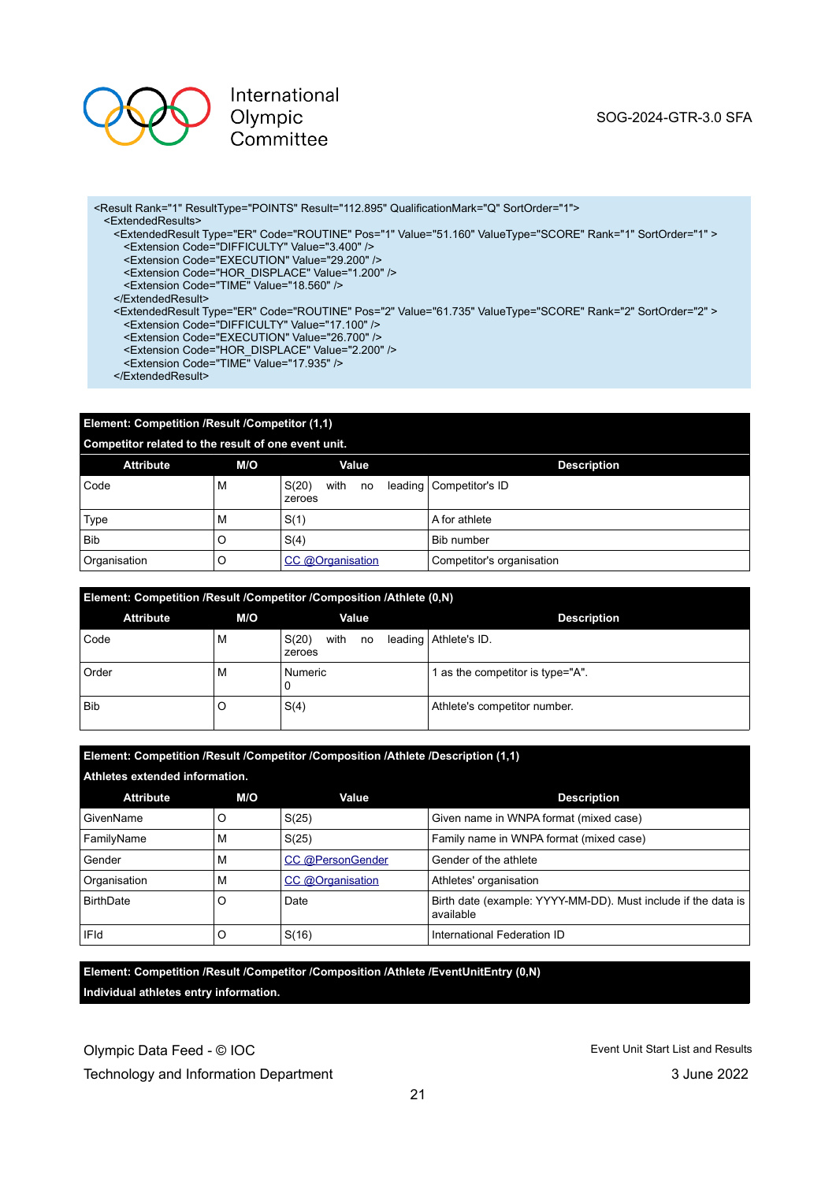```
<Result Rank="1" ResultType="POINTS" Result="112.895" QualificationMark="Q" SortOrder="1">
  <ExtendedResults>
    <ExtendedResult Type="ER" Code="ROUTINE" Pos="1" Value="51.160" ValueType="SCORE" Rank="1" SortOrder="1" >
      <Extension Code="DIFFICULTY" Value="3.400" />
      <Extension Code="EXECUTION" Value="29.200" />
      <Extension Code="HOR_DISPLACE" Value="1.200" />
      <Extension Code="TIME" Value="18.560" />
    </ExtendedResult>
    <ExtendedResult Type="ER" Code="ROUTINE" Pos="2" Value="61.735" ValueType="SCORE" Rank="2" SortOrder="2" >
      <Extension Code="DIFFICULTY" Value="17.100" />
      <Extension Code="EXECUTION" Value="26.700" />
      <Extension Code="HOR_DISPLACE" Value="2.200" />
      <Extension Code="TIME" Value="17.935" />
    </ExtendedResult>
```

**Element: Competition /Result /Competitor (1,1)**

**Competitor related to the result of one event unit.**

| Attribute | M/O | Value | Description |
|---|---|---|---|
| Code | M | S(20) with no leading zeroes | Competitor's ID |
| Type | M | S(1) | A for athlete |
| Bib | O | S(4) | Bib number |
| Organisation | O | CC @Organisation | Competitor's organisation |

**Element: Competition /Result /Competitor /Composition /Athlete (0,N)**

| Attribute | M/O | Value | Description |
|---|---|---|---|
| Code | M | S(20) with no leading zeroes | Athlete's ID. |
| Order | M | Numeric 0 | 1 as the competitor is type="A". |
| Bib | O | S(4) | Athlete's competitor number. |

**Element: Competition /Result /Competitor /Composition /Athlete /Description (1,1)**

**Athletes extended information.**

| Attribute | M/O | Value | Description |
|---|---|---|---|
| GivenName | O | S(25) | Given name in WNPA format (mixed case) |
| FamilyName | M | S(25) | Family name in WNPA format (mixed case) |
| Gender | M | CC @PersonGender | Gender of the athlete |
| Organisation | M | CC @Organisation | Athletes' organisation |
| BirthDate | O | Date | Birth date (example: YYYY-MM-DD). Must include if the data is available |
| IFId | O | S(16) | International Federation ID |

**Element: Competition /Result /Competitor /Composition /Athlete /EventUnitEntry (0,N)**

**Individual athletes entry information.**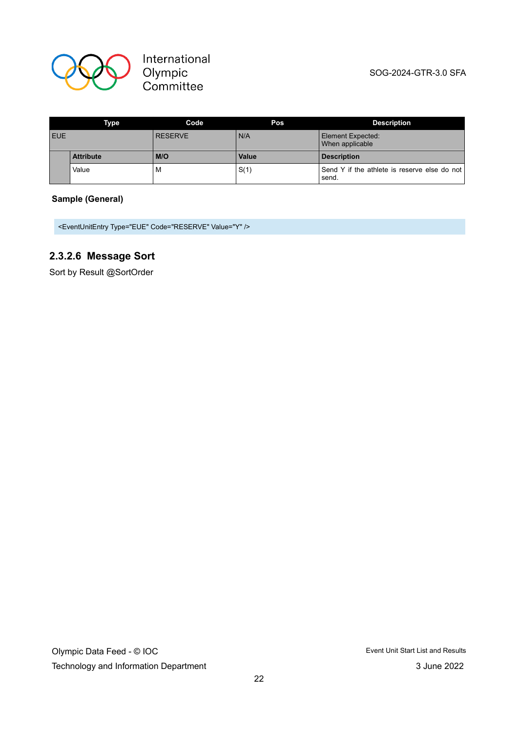| Type | | Code | Pos | Description |
|---|---|---|---|---|
| EUE | | RESERVE | N/A | Element Expected: When applicable |
| | **Attribute** | **M/O** | **Value** | **Description** |
| | Value | M | S(1) | Send Y if the athlete is reserve else do not send. |

**Sample (General)**

```
<EventUnitEntry Type="EUE" Code="RESERVE" Value="Y" />
```

#### 2.3.2.6 Message Sort

Sort by Result @SortOrder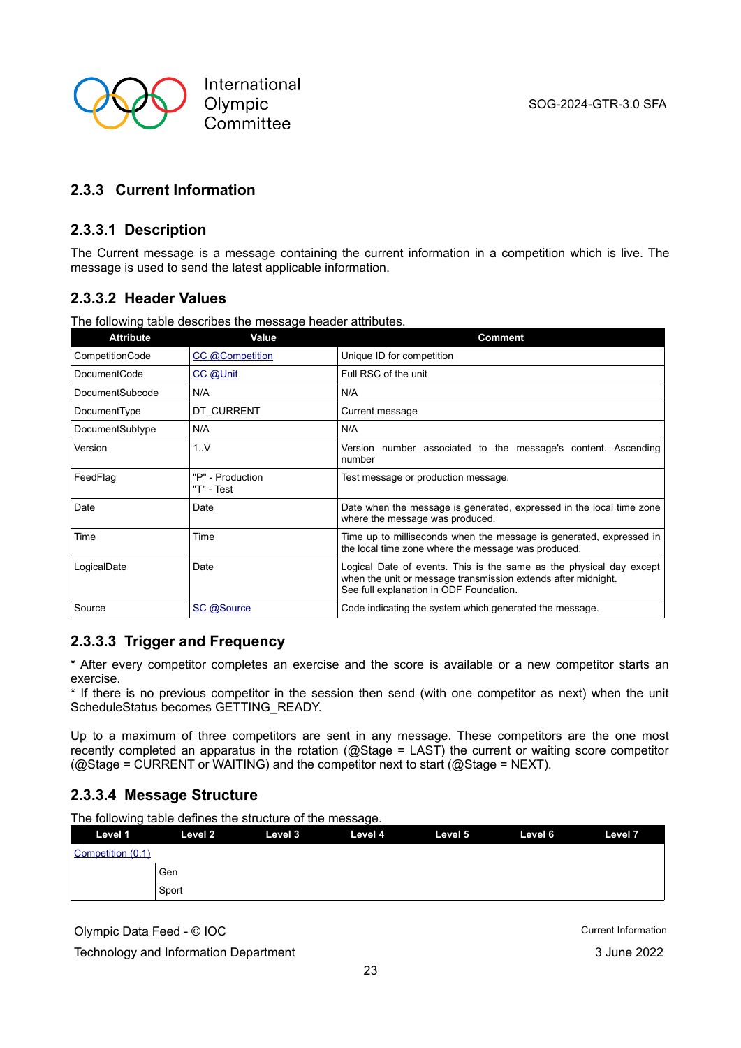### 2.3.3 Current Information

#### 2.3.3.1 Description

The Current message is a message containing the current information in a competition which is live. The message is used to send the latest applicable information.

#### 2.3.3.2 Header Values

The following table describes the message header attributes.

| Attribute | Value | Comment |
|---|---|---|
| CompetitionCode | CC @Competition | Unique ID for competition |
| DocumentCode | CC @Unit | Full RSC of the unit |
| DocumentSubcode | N/A | N/A |
| DocumentType | DT_CURRENT | Current message |
| DocumentSubtype | N/A | N/A |
| Version | 1..V | Version number associated to the message's content. Ascending number |
| FeedFlag | "P" - Production<br>"T" - Test | Test message or production message. |
| Date | Date | Date when the message is generated, expressed in the local time zone where the message was produced. |
| Time | Time | Time up to milliseconds when the message is generated, expressed in the local time zone where the message was produced. |
| LogicalDate | Date | Logical Date of events. This is the same as the physical day except when the unit or message transmission extends after midnight.<br>See full explanation in ODF Foundation. |
| Source | SC @Source | Code indicating the system which generated the message. |

#### 2.3.3.3 Trigger and Frequency

* After every competitor completes an exercise and the score is available or a new competitor starts an exercise.
* If there is no previous competitor in the session then send (with one competitor as next) when the unit ScheduleStatus becomes GETTING_READY.

Up to a maximum of three competitors are sent in any message. These competitors are the one most recently completed an apparatus in the rotation (@Stage = LAST) the current or waiting score competitor (@Stage = CURRENT or WAITING) and the competitor next to start (@Stage = NEXT).

#### 2.3.3.4 Message Structure

The following table defines the structure of the message.

| Level 1 | Level 2 | Level 3 | Level 4 | Level 5 | Level 6 | Level 7 |
|---|---|---|---|---|---|---|
| Competition (0,1) | | | | | | |
| | Gen | | | | | |
| | Sport | | | | | |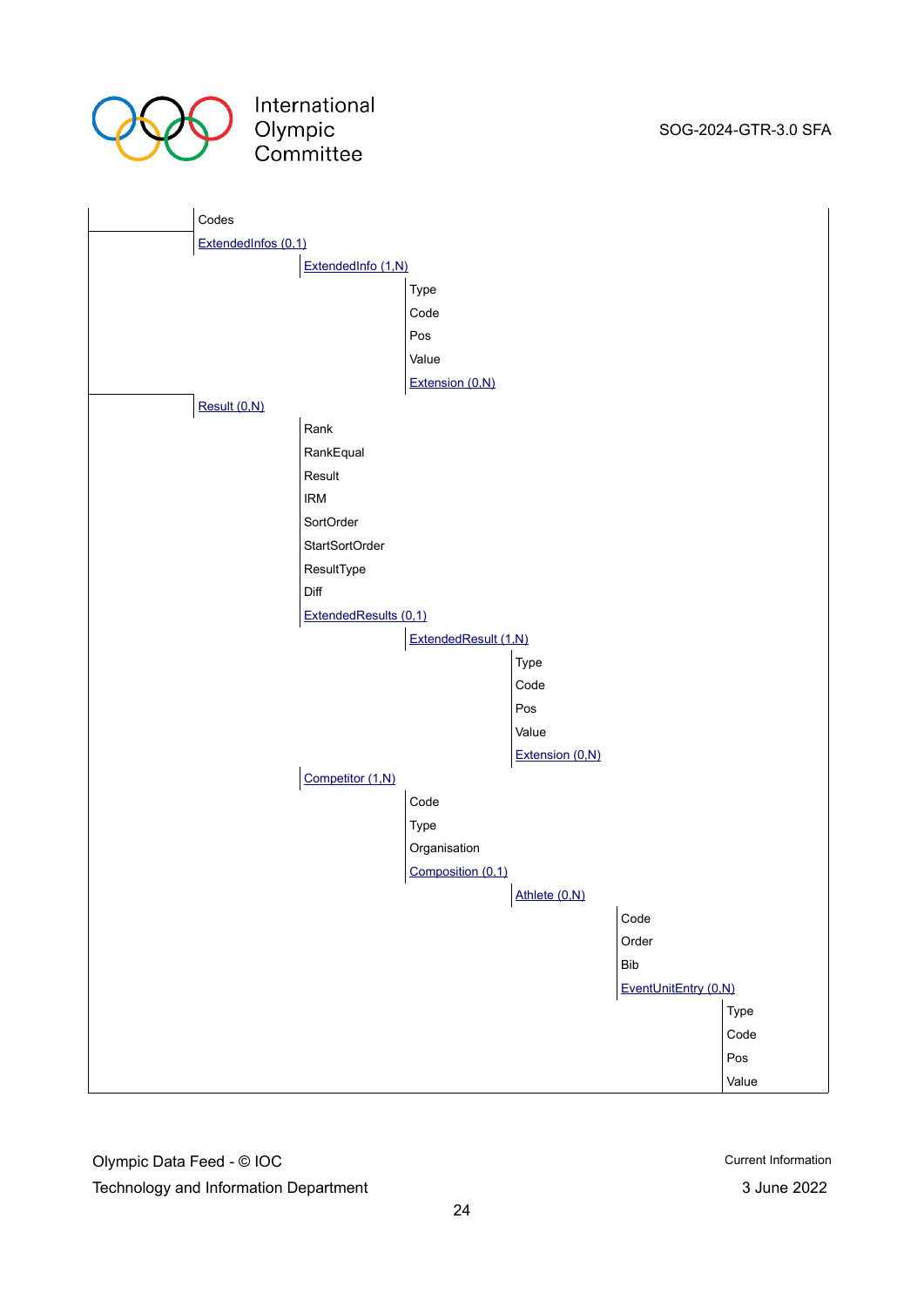| | | | | | | |
|---|---|---|---|---|---|---|
| | Codes | | | | | |
| | ExtendedInfos (0,1) | | | | | |
| | | ExtendedInfo (1,N) | | | | |
| | | | Type | | | |
| | | | Code | | | |
| | | | Pos | | | |
| | | | Value | | | |
| | | | Extension (0,N) | | | |
| | Result (0,N) | | | | | |
| | | Rank | | | | |
| | | RankEqual | | | | |
| | | Result | | | | |
| | | IRM | | | | |
| | | SortOrder | | | | |
| | | StartSortOrder | | | | |
| | | ResultType | | | | |
| | | Diff | | | | |
| | | ExtendedResults (0,1) | | | | |
| | | | ExtendedResult (1,N) | | | |
| | | | | Type | | |
| | | | | Code | | |
| | | | | Pos | | |
| | | | | Value | | |
| | | | | Extension (0,N) | | |
| | | Competitor (1,N) | | | | |
| | | | Code | | | |
| | | | Type | | | |
| | | | Organisation | | | |
| | | | Composition (0,1) | | | |
| | | | | Athlete (0,N) | | |
| | | | | | Code | |
| | | | | | Order | |
| | | | | | Bib | |
| | | | | | EventUnitEntry (0,N) | |
| | | | | | | Type |
| | | | | | | Code |
| | | | | | | Pos |
| | | | | | | Value |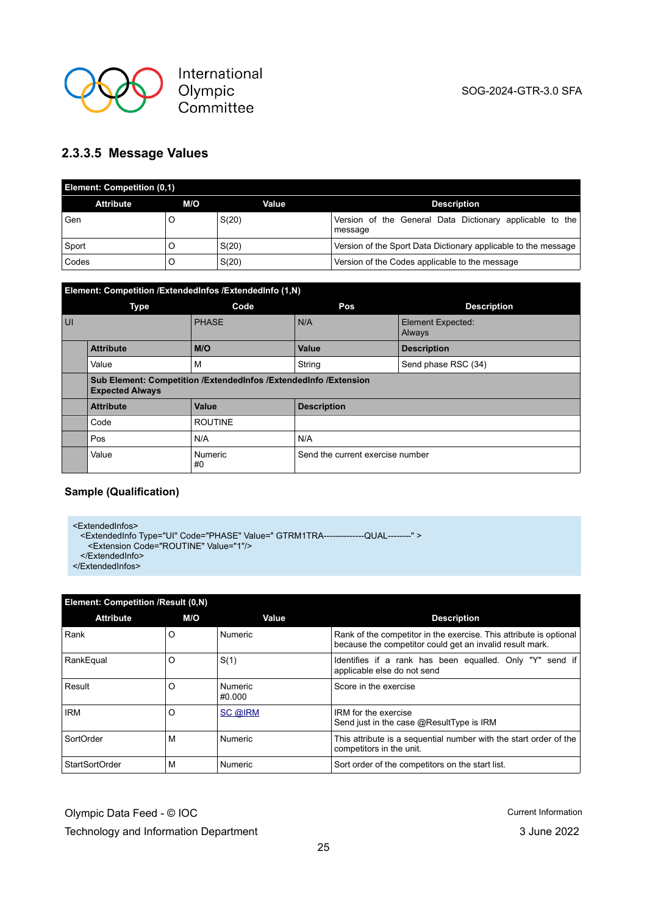### 2.3.3.5 Message Values

| Element: Competition (0,1) | | | |
|---|---|---|---|
| **Attribute** | **M/O** | **Value** | **Description** |
| Gen | O | S(20) | Version of the General Data Dictionary applicable to the message |
| Sport | O | S(20) | Version of the Sport Data Dictionary applicable to the message |
| Codes | O | S(20) | Version of the Codes applicable to the message |

| Element: Competition /ExtendedInfos /ExtendedInfo (1,N) | | | | |
|---|---|---|---|---|
| **Type** | | **Code** | **Pos** | **Description** |
| UI | | PHASE | N/A | Element Expected: Always |
| | **Attribute** | **M/O** | **Value** | **Description** |
| | Value | M | String | Send phase RSC (34) |
| | **Sub Element: Competition /ExtendedInfos /ExtendedInfo /Extension Expected Always** | | | |
| | **Attribute** | **Value** | **Description** | |
| | Code | ROUTINE | | |
| | Pos | N/A | N/A | |
| | Value | Numeric #0 | Send the current exercise number | |

**Sample (Qualification)**

```
<ExtendedInfos>
  <ExtendedInfo Type="UI" Code="PHASE" Value=" GTRM1TRA--------------QUAL--------" >
    <Extension Code="ROUTINE" Value="1"/>
  </ExtendedInfo>
</ExtendedInfos>
```

| Element: Competition /Result (0,N) | | | |
|---|---|---|---|
| **Attribute** | **M/O** | **Value** | **Description** |
| Rank | O | Numeric | Rank of the competitor in the exercise. This attribute is optional because the competitor could get an invalid result mark. |
| RankEqual | O | S(1) | Identifies if a rank has been equalled. Only "Y" send if applicable else do not send |
| Result | O | Numeric #0.000 | Score in the exercise |
| IRM | O | SC @IRM | IRM for the exercise<br>Send just in the case @ResultType is IRM |
| SortOrder | M | Numeric | This attribute is a sequential number with the start order of the competitors in the unit. |
| StartSortOrder | M | Numeric | Sort order of the competitors on the start list. |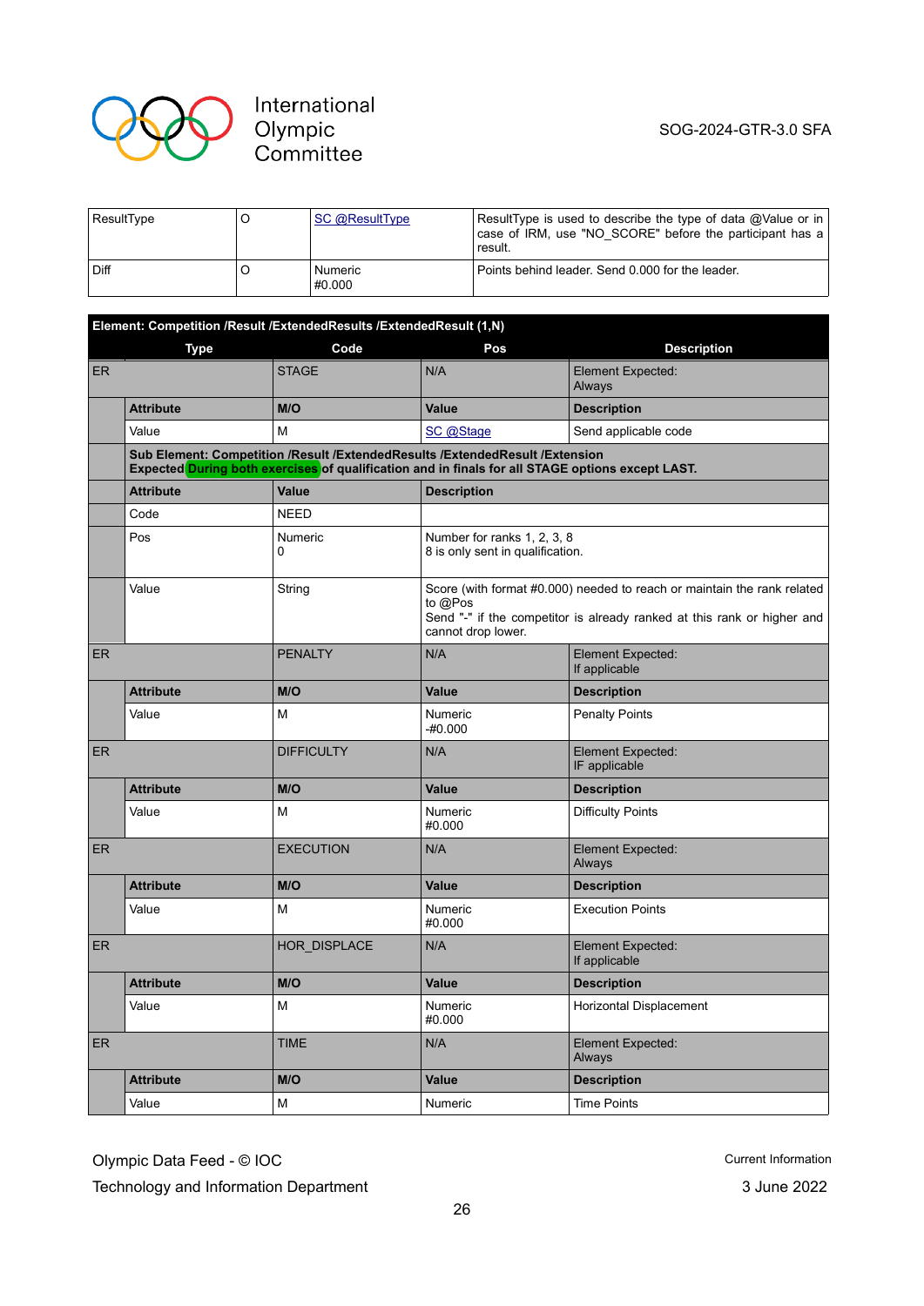| | | | |
|---|---|---|---|
| ResultType | O | SC @ResultType | ResultType is used to describe the type of data @Value or in case of IRM, use "NO_SCORE" before the participant has a result. |
| Diff | O | Numeric #0.000 | Points behind leader. Send 0.000 for the leader. |

**Element: Competition /Result /ExtendedResults /ExtendedResult (1,N)**

| Type | | Code | Pos | Description |
|---|---|---|---|---|
| ER | | STAGE | N/A | Element Expected: Always |
| | **Attribute** | **M/O** | **Value** | **Description** |
| | Value | M | SC @Stage | Send applicable code |
| | **Sub Element: Competition /Result /ExtendedResults /ExtendedResult /Extension Expected During both exercises of qualification and in finals for all STAGE options except LAST.** | | | |
| | **Attribute** | **Value** | **Description** | |
| | Code | NEED | | |
| | Pos | Numeric 0 | Number for ranks 1, 2, 3, 8 8 is only sent in qualification. | |
| | Value | String | Score (with format #0.000) needed to reach or maintain the rank related to @Pos Send "-" if the competitor is already ranked at this rank or higher and cannot drop lower. | |
| ER | | PENALTY | N/A | Element Expected: If applicable |
| | **Attribute** | **M/O** | **Value** | **Description** |
| | Value | M | Numeric -#0.000 | Penalty Points |
| ER | | DIFFICULTY | N/A | Element Expected: IF applicable |
| | **Attribute** | **M/O** | **Value** | **Description** |
| | Value | M | Numeric #0.000 | Difficulty Points |
| ER | | EXECUTION | N/A | Element Expected: Always |
| | **Attribute** | **M/O** | **Value** | **Description** |
| | Value | M | Numeric #0.000 | Execution Points |
| ER | | HOR_DISPLACE | N/A | Element Expected: If applicable |
| | **Attribute** | **M/O** | **Value** | **Description** |
| | Value | M | Numeric #0.000 | Horizontal Displacement |
| ER | | TIME | N/A | Element Expected: Always |
| | **Attribute** | **M/O** | **Value** | **Description** |
| | Value | M | Numeric | Time Points |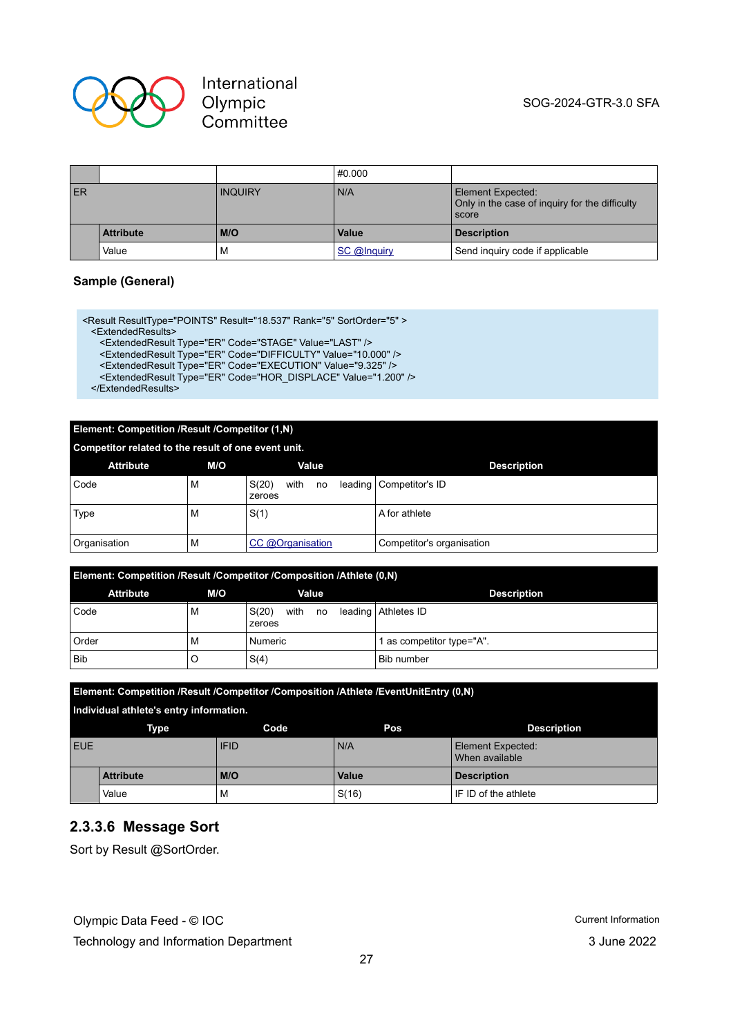| | | | #0.000 | |
|---|---|---|---|---|
| ER | | INQUIRY | N/A | Element Expected:<br>Only in the case of inquiry for the difficulty score |
| | **Attribute** | **M/O** | **Value** | **Description** |
| | Value | M | SC @Inquiry | Send inquiry code if applicable |

### Sample (General)

```
<Result ResultType="POINTS" Result="18.537" Rank="5" SortOrder="5" >
  <ExtendedResults>
    <ExtendedResult Type="ER" Code="STAGE" Value="LAST" />
    <ExtendedResult Type="ER" Code="DIFFICULTY" Value="10.000" />
    <ExtendedResult Type="ER" Code="EXECUTION" Value="9.325" />
    <ExtendedResult Type="ER" Code="HOR_DISPLACE" Value="1.200" />
  </ExtendedResults>
```

**Element: Competition /Result /Competitor (1,N)**

**Competitor related to the result of one event unit.**

| Attribute | M/O | Value | Description |
|---|---|---|---|
| Code | M | S(20) with no leading zeroes | Competitor's ID |
| Type | M | S(1) | A for athlete |
| Organisation | M | CC @Organisation | Competitor's organisation |

**Element: Competition /Result /Competitor /Composition /Athlete (0,N)**

| Attribute | M/O | Value | Description |
|---|---|---|---|
| Code | M | S(20) with no leading zeroes | Athletes ID |
| Order | M | Numeric | 1 as competitor type="A". |
| Bib | O | S(4) | Bib number |

**Element: Competition /Result /Competitor /Composition /Athlete /EventUnitEntry (0,N)**

**Individual athlete's entry information.**

| Type | | Code | Pos | Description |
|---|---|---|---|---|
| EUE | | IFID | N/A | Element Expected:<br>When available |
| | **Attribute** | **M/O** | **Value** | **Description** |
| | Value | M | S(16) | IF ID of the athlete |

### 2.3.3.6 Message Sort

Sort by Result @SortOrder.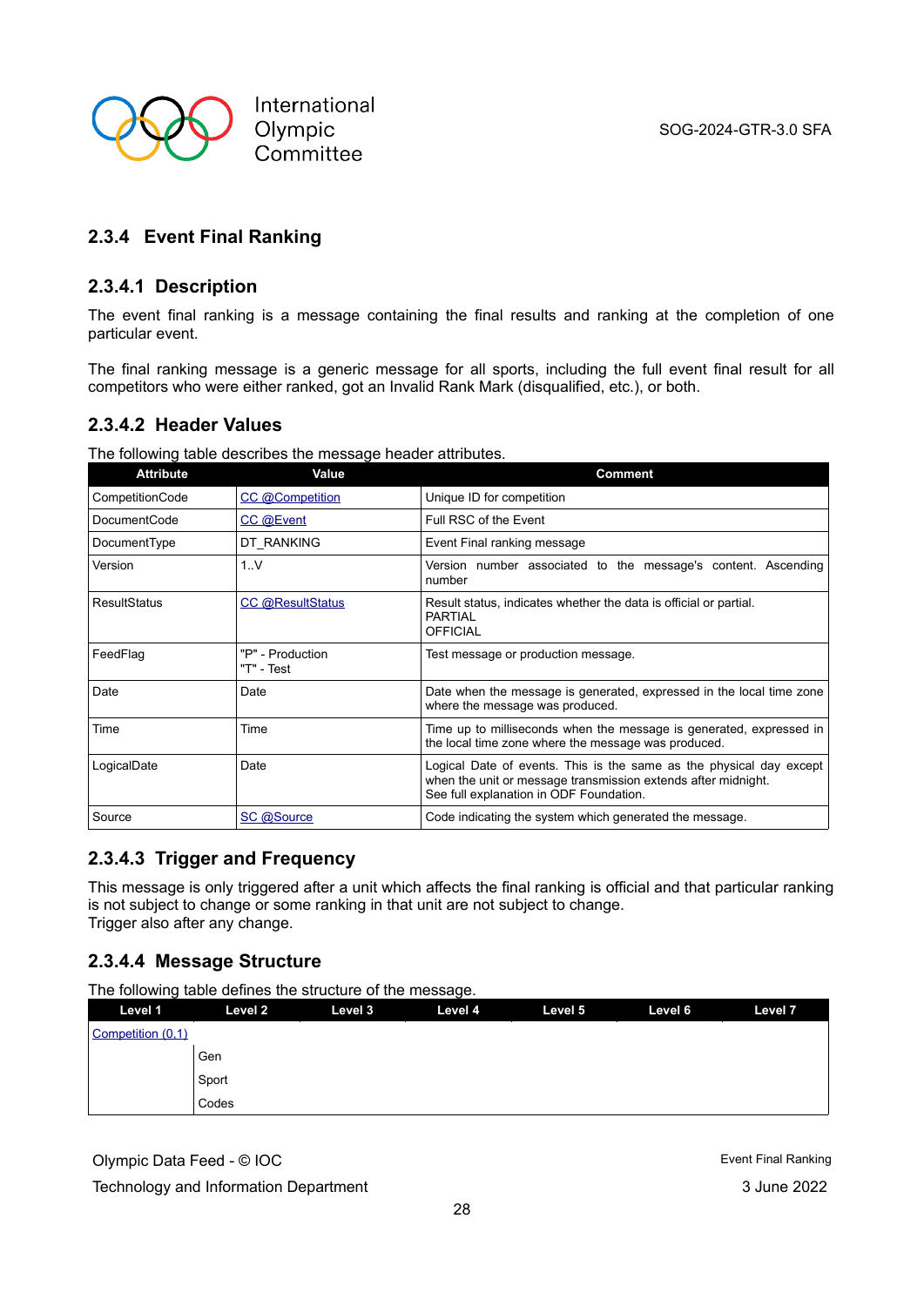### 2.3.4 Event Final Ranking

#### 2.3.4.1 Description

The event final ranking is a message containing the final results and ranking at the completion of one particular event.

The final ranking message is a generic message for all sports, including the full event final result for all competitors who were either ranked, got an Invalid Rank Mark (disqualified, etc.), or both.

#### 2.3.4.2 Header Values

The following table describes the message header attributes.

| Attribute | Value | Comment |
|---|---|---|
| CompetitionCode | CC @Competition | Unique ID for competition |
| DocumentCode | CC @Event | Full RSC of the Event |
| DocumentType | DT_RANKING | Event Final ranking message |
| Version | 1..V | Version number associated to the message's content. Ascending number |
| ResultStatus | CC @ResultStatus | Result status, indicates whether the data is official or partial.<br>PARTIAL<br>OFFICIAL |
| FeedFlag | "P" - Production<br>"T" - Test | Test message or production message. |
| Date | Date | Date when the message is generated, expressed in the local time zone where the message was produced. |
| Time | Time | Time up to milliseconds when the message is generated, expressed in the local time zone where the message was produced. |
| LogicalDate | Date | Logical Date of events. This is the same as the physical day except when the unit or message transmission extends after midnight.<br>See full explanation in ODF Foundation. |
| Source | SC @Source | Code indicating the system which generated the message. |

#### 2.3.4.3 Trigger and Frequency

This message is only triggered after a unit which affects the final ranking is official and that particular ranking is not subject to change or some ranking in that unit are not subject to change.
Trigger also after any change.

#### 2.3.4.4 Message Structure

The following table defines the structure of the message.

| Level 1 | Level 2 | Level 3 | Level 4 | Level 5 | Level 6 | Level 7 |
|---|---|---|---|---|---|---|
| Competition (0,1) | | | | | | |
| | Gen | | | | | |
| | Sport | | | | | |
| | Codes | | | | | |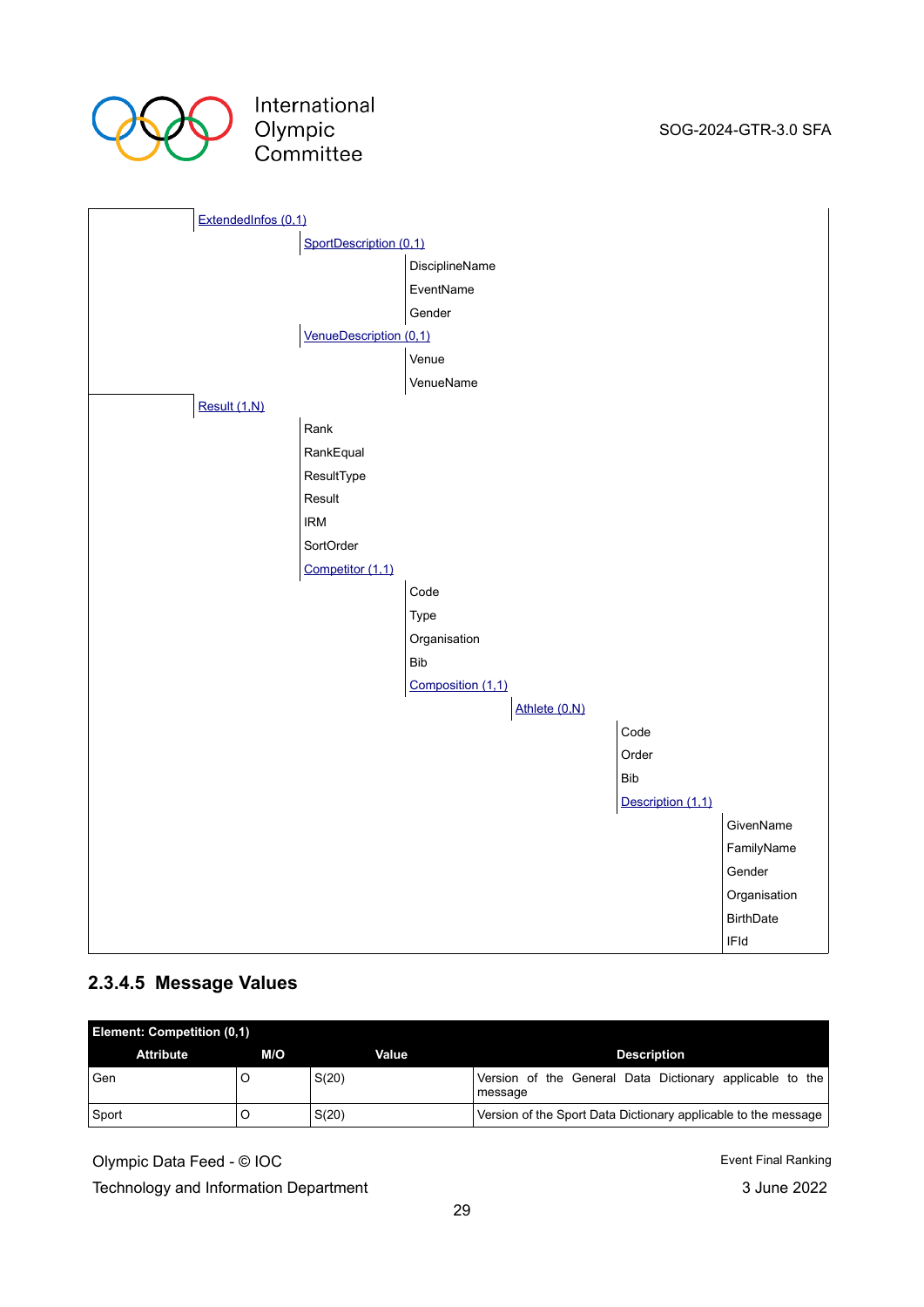| | | | | | |
|---|---|---|---|---|---|
| ExtendedInfos (0,1) | | | | | |
| | SportDescription (0,1) | | | | |
| | | DisciplineName | | | |
| | | EventName | | | |
| | | Gender | | | |
| | VenueDescription (0,1) | | | | |
| | | Venue | | | |
| | | VenueName | | | |
| Result (1,N) | | | | | |
| | Rank | | | | |
| | RankEqual | | | | |
| | ResultType | | | | |
| | Result | | | | |
| | IRM | | | | |
| | SortOrder | | | | |
| | Competitor (1,1) | | | | |
| | | Code | | | |
| | | Type | | | |
| | | Organisation | | | |
| | | Bib | | | |
| | | Composition (1,1) | | | |
| | | | Athlete (0,N) | | |
| | | | | Code | |
| | | | | Order | |
| | | | | Bib | |
| | | | | Description (1,1) | |
| | | | | | GivenName |
| | | | | | FamilyName |
| | | | | | Gender |
| | | | | | Organisation |
| | | | | | BirthDate |
| | | | | | IFId |

### 2.3.4.5 Message Values

| Element: Competition (0,1) | | | |
|---|---|---|---|
| **Attribute** | **M/O** | **Value** | **Description** |
| Gen | O | S(20) | Version of the General Data Dictionary applicable to the message |
| Sport | O | S(20) | Version of the Sport Data Dictionary applicable to the message |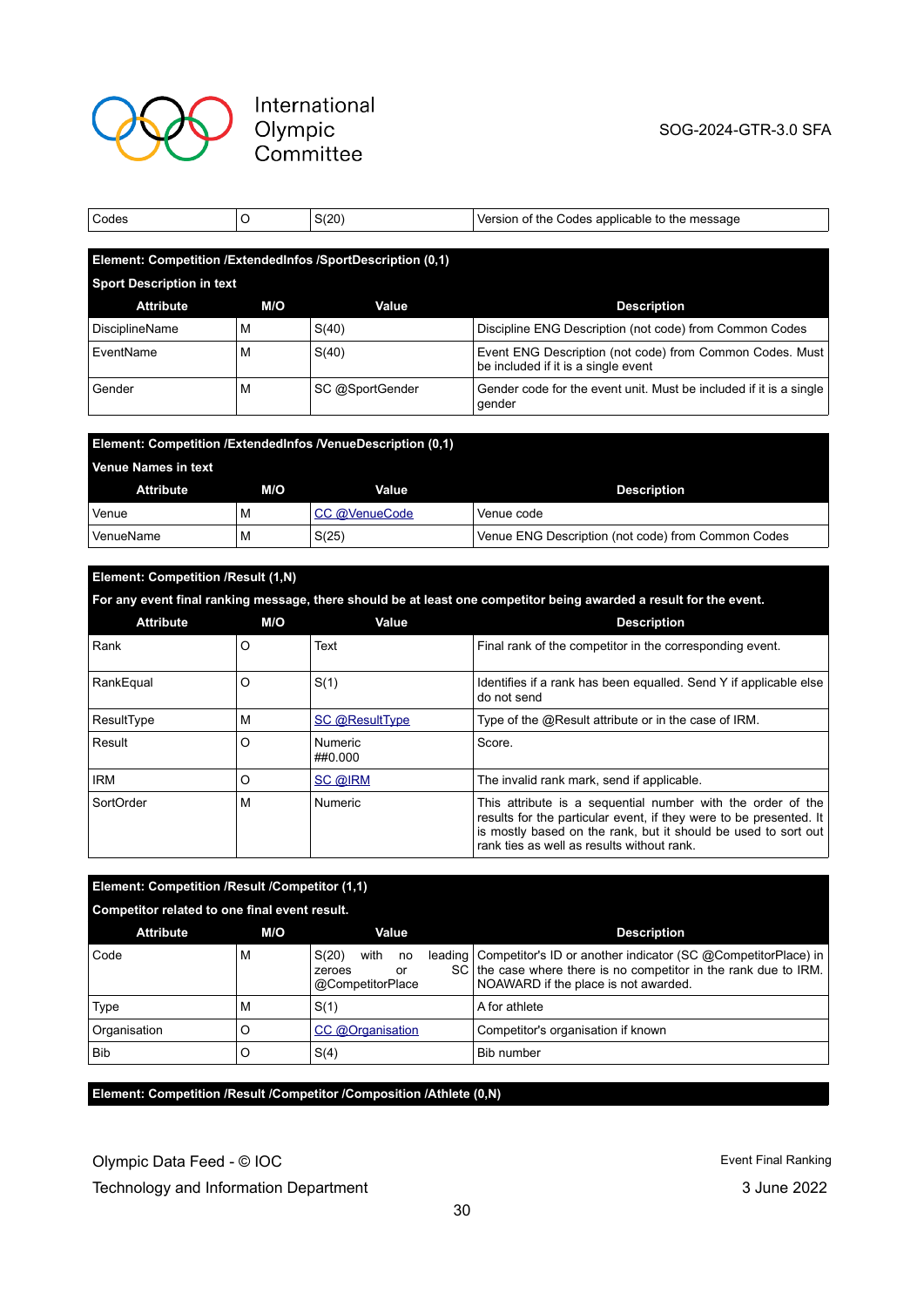| Codes | O | S(20) | Version of the Codes applicable to the message |
|---|---|---|---|

**Element: Competition /ExtendedInfos /SportDescription (0,1)**

**Sport Description in text**

| Attribute | M/O | Value | Description |
|---|---|---|---|
| DisciplineName | M | S(40) | Discipline ENG Description (not code) from Common Codes |
| EventName | M | S(40) | Event ENG Description (not code) from Common Codes. Must be included if it is a single event |
| Gender | M | SC @SportGender | Gender code for the event unit. Must be included if it is a single gender |

**Element: Competition /ExtendedInfos /VenueDescription (0,1)**

**Venue Names in text**

| Attribute | M/O | Value | Description |
|---|---|---|---|
| Venue | M | CC @VenueCode | Venue code |
| VenueName | M | S(25) | Venue ENG Description (not code) from Common Codes |

**Element: Competition /Result (1,N)**

**For any event final ranking message, there should be at least one competitor being awarded a result for the event.**

| Attribute | M/O | Value | Description |
|---|---|---|---|
| Rank | O | Text | Final rank of the competitor in the corresponding event. |
| RankEqual | O | S(1) | Identifies if a rank has been equalled. Send Y if applicable else do not send |
| ResultType | M | SC @ResultType | Type of the @Result attribute or in the case of IRM. |
| Result | O | Numeric ##0.000 | Score. |
| IRM | O | SC @IRM | The invalid rank mark, send if applicable. |
| SortOrder | M | Numeric | This attribute is a sequential number with the order of the results for the particular event, if they were to be presented. It is mostly based on the rank, but it should be used to sort out rank ties as well as results without rank. |

**Element: Competition /Result /Competitor (1,1)**

**Competitor related to one final event result.**

| Attribute | M/O | Value | Description |
|---|---|---|---|
| Code | M | S(20) with no leading zeroes or SC @CompetitorPlace | Competitor's ID or another indicator (SC @CompetitorPlace) in the case where there is no competitor in the rank due to IRM. NOAWARD if the place is not awarded. |
| Type | M | S(1) | A for athlete |
| Organisation | O | CC @Organisation | Competitor's organisation if known |
| Bib | O | S(4) | Bib number |

**Element: Competition /Result /Competitor /Composition /Athlete (0,N)**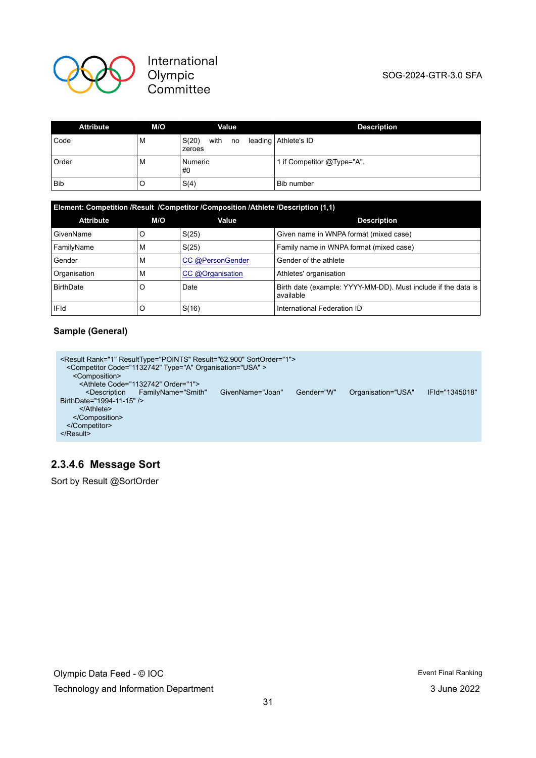| Attribute | M/O | Value | Description |
|---|---|---|---|
| Code | M | S(20) with no leading zeroes | Athlete's ID |
| Order | M | Numeric #0 | 1 if Competitor @Type="A". |
| Bib | O | S(4) | Bib number |

| Element: Competition /Result /Competitor /Composition /Athlete /Description (1,1) | | | |
|---|---|---|---|
| **Attribute** | **M/O** | **Value** | **Description** |
| GivenName | O | S(25) | Given name in WNPA format (mixed case) |
| FamilyName | M | S(25) | Family name in WNPA format (mixed case) |
| Gender | M | CC @PersonGender | Gender of the athlete |
| Organisation | M | CC @Organisation | Athletes' organisation |
| BirthDate | O | Date | Birth date (example: YYYY-MM-DD). Must include if the data is available |
| IFId | O | S(16) | International Federation ID |

**Sample (General)**

```
<Result Rank="1" ResultType="POINTS" Result="62.900" SortOrder="1">
  <Competitor Code="1132742" Type="A" Organisation="USA" >
    <Composition>
      <Athlete Code="1132742" Order="1">
        <Description FamilyName="Smith" GivenName="Joan" Gender="W" Organisation="USA" IFId="1345018"
BirthDate="1994-11-15" />
      </Athlete>
    </Composition>
  </Competitor>
</Result>
```

### 2.3.4.6 Message Sort

Sort by Result @SortOrder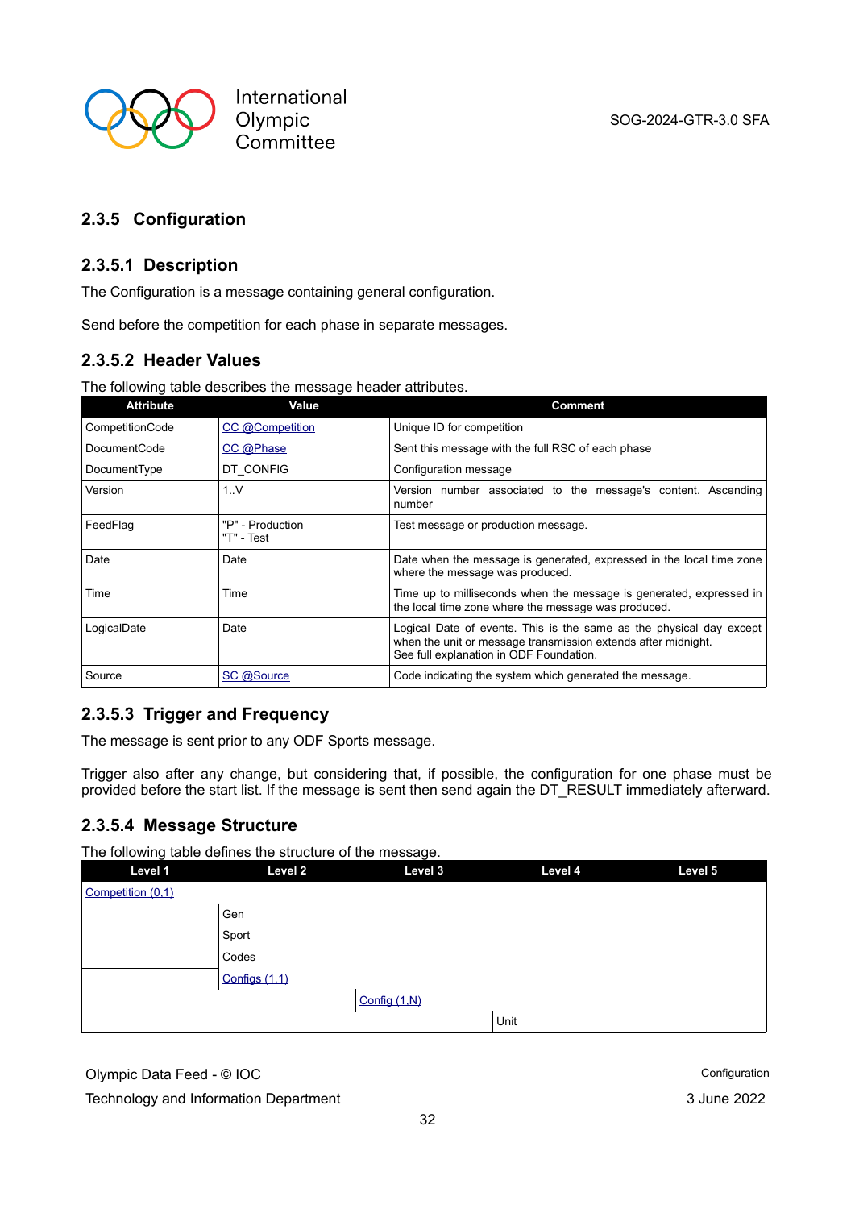### 2.3.5 Configuration

#### 2.3.5.1 Description

The Configuration is a message containing general configuration.

Send before the competition for each phase in separate messages.

#### 2.3.5.2 Header Values

The following table describes the message header attributes.

| Attribute | Value | Comment |
|---|---|---|
| CompetitionCode | CC @Competition | Unique ID for competition |
| DocumentCode | CC @Phase | Sent this message with the full RSC of each phase |
| DocumentType | DT_CONFIG | Configuration message |
| Version | 1..V | Version number associated to the message's content. Ascending number |
| FeedFlag | "P" - Production<br>"T" - Test | Test message or production message. |
| Date | Date | Date when the message is generated, expressed in the local time zone where the message was produced. |
| Time | Time | Time up to milliseconds when the message is generated, expressed in the local time zone where the message was produced. |
| LogicalDate | Date | Logical Date of events. This is the same as the physical day except when the unit or message transmission extends after midnight.<br>See full explanation in ODF Foundation. |
| Source | SC @Source | Code indicating the system which generated the message. |

#### 2.3.5.3 Trigger and Frequency

The message is sent prior to any ODF Sports message.

Trigger also after any change, but considering that, if possible, the configuration for one phase must be provided before the start list. If the message is sent then send again the DT_RESULT immediately afterward.

#### 2.3.5.4 Message Structure

The following table defines the structure of the message.

| Level 1 | Level 2 | Level 3 | Level 4 | Level 5 |
|---|---|---|---|---|
| Competition (0,1) | | | | |
| | Gen | | | |
| | Sport | | | |
| | Codes | | | |
| | Configs (1,1) | | | |
| | | Config (1,N) | | |
| | | | Unit | |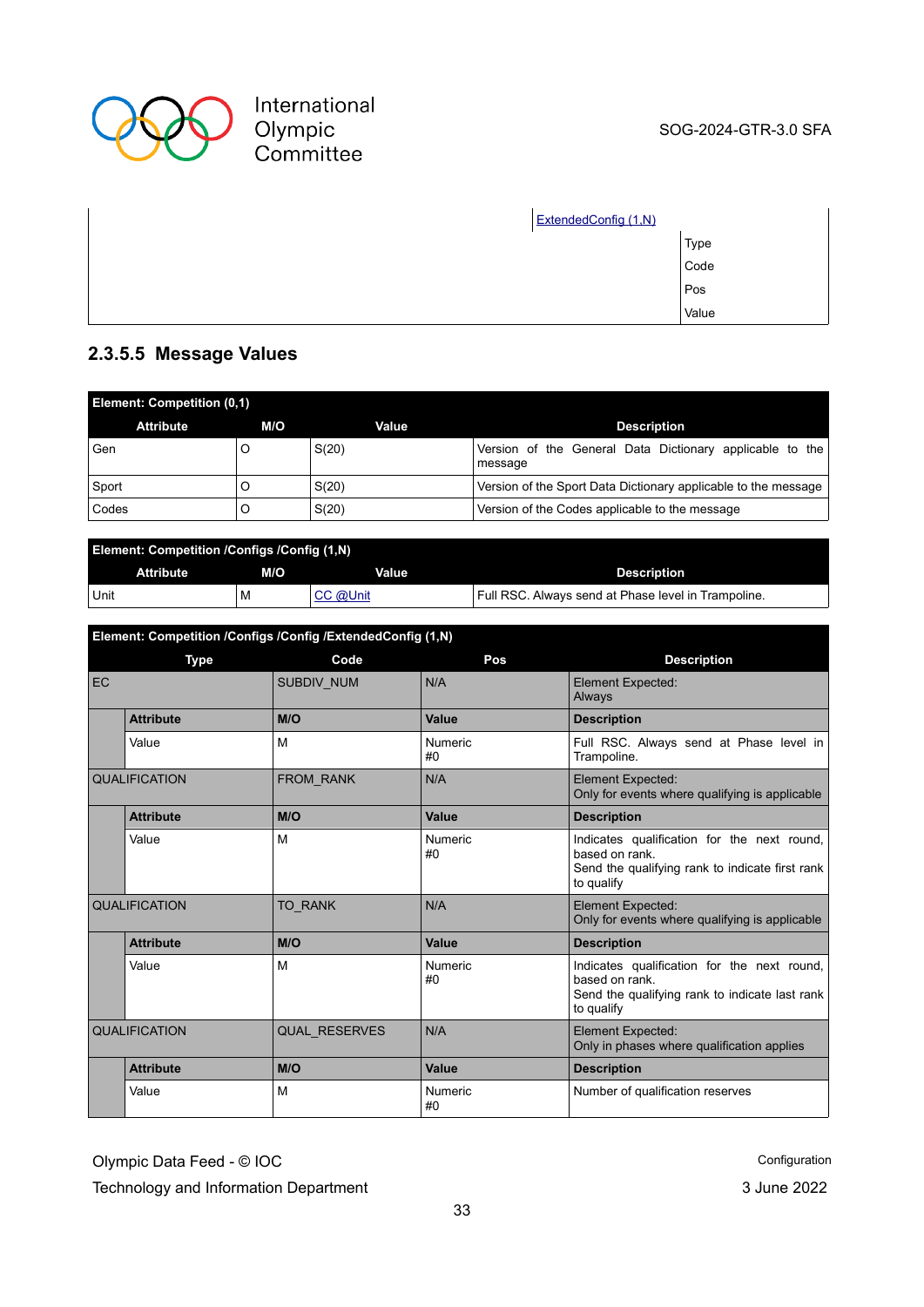| | | |
|---|---|---|
| | ExtendedConfig (1,N) | |
| | | Type |
| | | Code |
| | | Pos |
| | | Value |

### 2.3.5.5 Message Values

| Element: Competition (0,1) | | | |
|---|---|---|---|
| **Attribute** | **M/O** | **Value** | **Description** |
| Gen | O | S(20) | Version of the General Data Dictionary applicable to the message |
| Sport | O | S(20) | Version of the Sport Data Dictionary applicable to the message |
| Codes | O | S(20) | Version of the Codes applicable to the message |

| Element: Competition /Configs /Config (1,N) | | | |
|---|---|---|---|
| **Attribute** | **M/O** | **Value** | **Description** |
| Unit | M | CC @Unit | Full RSC. Always send at Phase level in Trampoline. |

| Element: Competition /Configs /Config /ExtendedConfig (1,N) | | | |
|---|---|---|---|
| **Type** | **Code** | **Pos** | **Description** |
| EC | SUBDIV_NUM | N/A | Element Expected: Always |
| **Attribute** | **M/O** | **Value** | **Description** |
| Value | M | Numeric #0 | Full RSC. Always send at Phase level in Trampoline. |
| QUALIFICATION | FROM_RANK | N/A | Element Expected: Only for events where qualifying is applicable |
| **Attribute** | **M/O** | **Value** | **Description** |
| Value | M | Numeric #0 | Indicates qualification for the next round, based on rank. Send the qualifying rank to indicate first rank to qualify |
| QUALIFICATION | TO_RANK | N/A | Element Expected: Only for events where qualifying is applicable |
| **Attribute** | **M/O** | **Value** | **Description** |
| Value | M | Numeric #0 | Indicates qualification for the next round, based on rank. Send the qualifying rank to indicate last rank to qualify |
| QUALIFICATION | QUAL_RESERVES | N/A | Element Expected: Only in phases where qualification applies |
| **Attribute** | **M/O** | **Value** | **Description** |
| Value | M | Numeric #0 | Number of qualification reserves |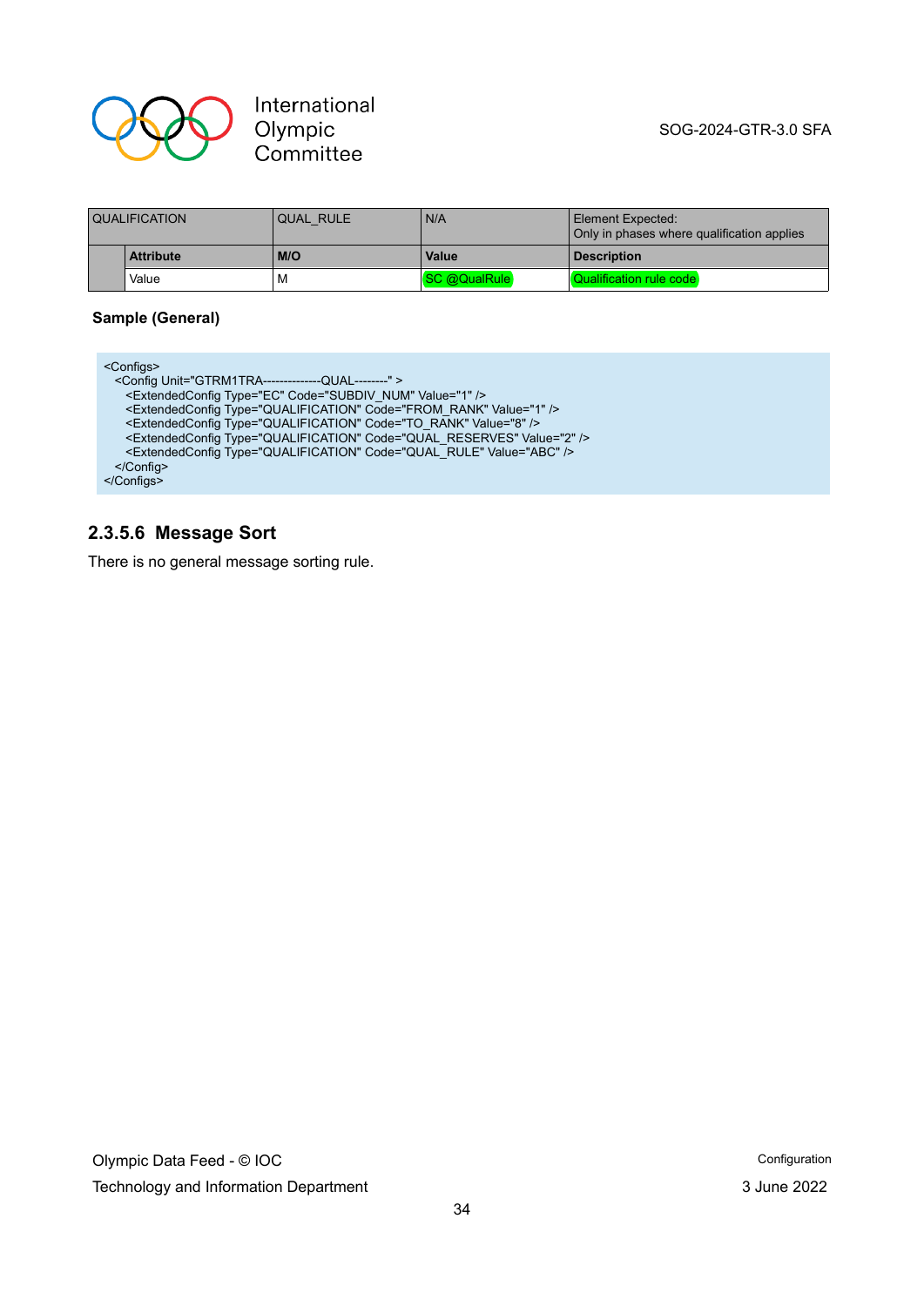| QUALIFICATION | | QUAL_RULE | N/A | Element Expected:<br>Only in phases where qualification applies |
|---|---|---|---|---|
| | **Attribute** | **M/O** | **Value** | **Description** |
| | Value | M | SC @QualRule | Qualification rule code |

**Sample (General)**

```
<Configs>
  <Config Unit="GTRM1TRA--------------QUAL--------" >
    <ExtendedConfig Type="EC" Code="SUBDIV_NUM" Value="1" />
    <ExtendedConfig Type="QUALIFICATION" Code="FROM_RANK" Value="1" />
    <ExtendedConfig Type="QUALIFICATION" Code="TO_RANK" Value="8" />
    <ExtendedConfig Type="QUALIFICATION" Code="QUAL_RESERVES" Value="2" />
    <ExtendedConfig Type="QUALIFICATION" Code="QUAL_RULE" Value="ABC" />
  </Config>
</Configs>
```

### 2.3.5.6 Message Sort

There is no general message sorting rule.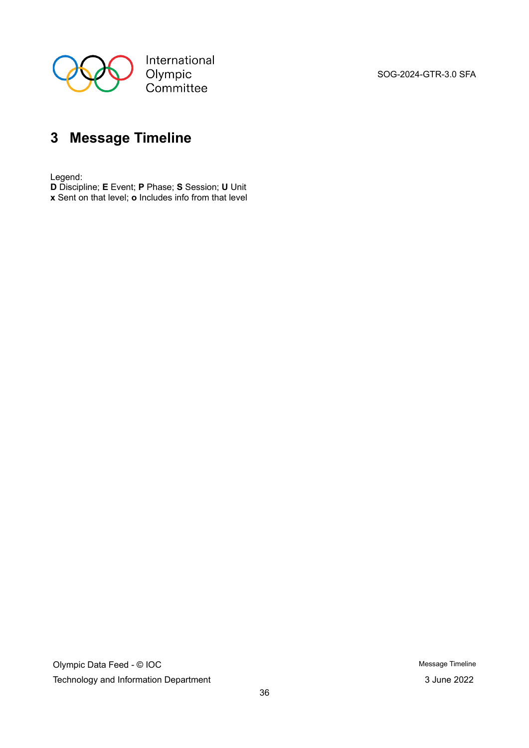# 3 Message Timeline

Legend:
**D** Discipline; **E** Event; **P** Phase; **S** Session; **U** Unit
**x** Sent on that level; **o** Includes info from that level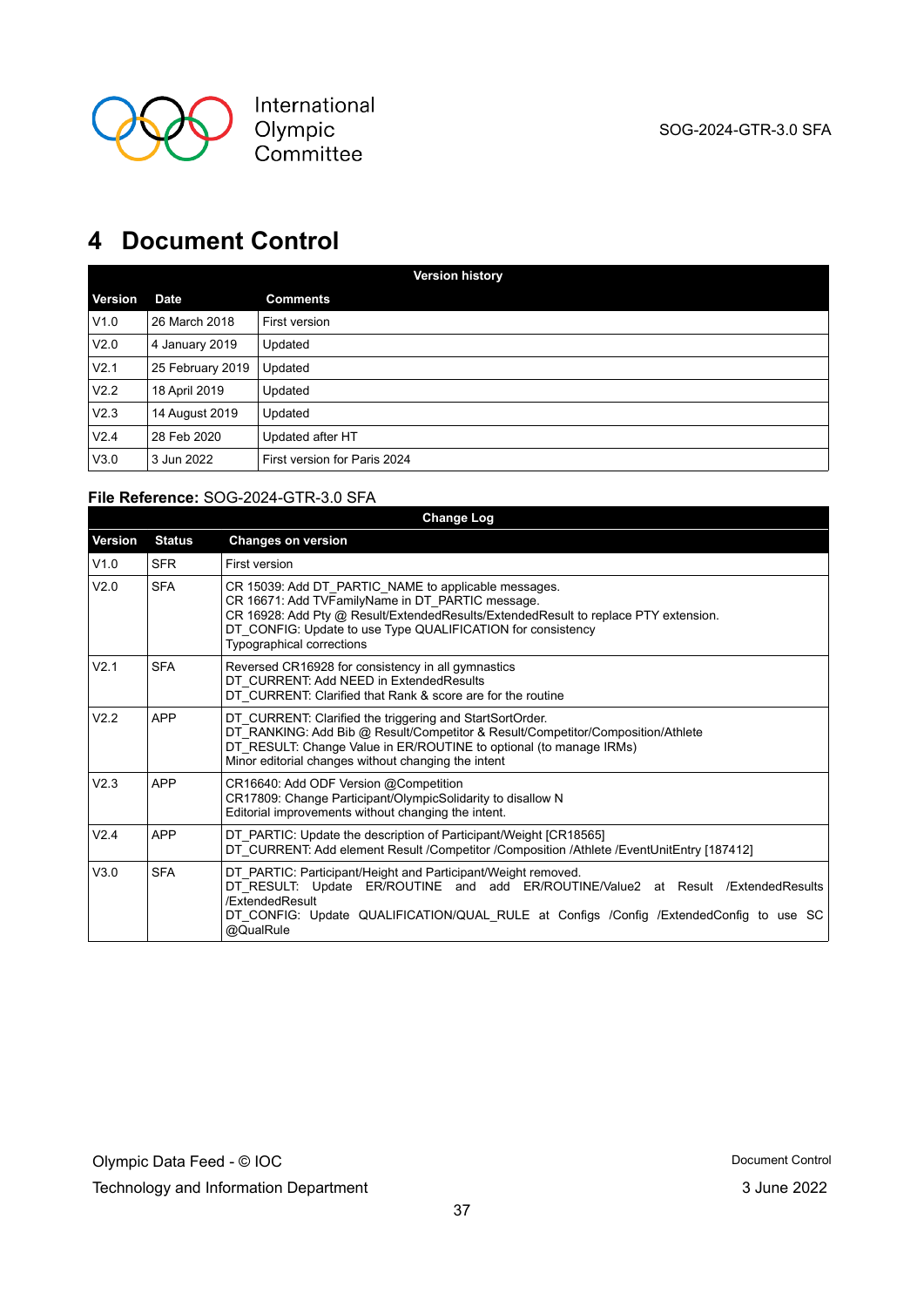# 4 Document Control

| Version history | | |
| --- | --- | --- |
| **Version** | **Date** | **Comments** |
| V1.0 | 26 March 2018 | First version |
| V2.0 | 4 January 2019 | Updated |
| V2.1 | 25 February 2019 | Updated |
| V2.2 | 18 April 2019 | Updated |
| V2.3 | 14 August 2019 | Updated |
| V2.4 | 28 Feb 2020 | Updated after HT |
| V3.0 | 3 Jun 2022 | First version for Paris 2024 |

**File Reference:** SOG-2024-GTR-3.0 SFA

| Change Log | | |
| --- | --- | --- |
| **Version** | **Status** | **Changes on version** |
| V1.0 | SFR | First version |
| V2.0 | SFA | CR 15039: Add DT_PARTIC_NAME to applicable messages.<br>CR 16671: Add TVFamilyName in DT_PARTIC message.<br>CR 16928: Add Pty @ Result/ExtendedResults/ExtendedResult to replace PTY extension.<br>DT_CONFIG: Update to use Type QUALIFICATION for consistency<br>Typographical corrections |
| V2.1 | SFA | Reversed CR16928 for consistency in all gymnastics<br>DT_CURRENT: Add NEED in ExtendedResults<br>DT_CURRENT: Clarified that Rank & score are for the routine |
| V2.2 | APP | DT_CURRENT: Clarified the triggering and StartSortOrder.<br>DT_RANKING: Add Bib @ Result/Competitor & Result/Competitor/Composition/Athlete<br>DT_RESULT: Change Value in ER/ROUTINE to optional (to manage IRMs)<br>Minor editorial changes without changing the intent |
| V2.3 | APP | CR16640: Add ODF Version @Competition<br>CR17809: Change Participant/OlympicSolidarity to disallow N<br>Editorial improvements without changing the intent. |
| V2.4 | APP | DT_PARTIC: Update the description of Participant/Weight [CR18565]<br>DT_CURRENT: Add element Result /Competitor /Composition /Athlete /EventUnitEntry [187412] |
| V3.0 | SFA | DT_PARTIC: Participant/Height and Participant/Weight removed.<br>DT_RESULT: Update ER/ROUTINE and add ER/ROUTINE/Value2 at Result /ExtendedResults /ExtendedResult<br>DT_CONFIG: Update QUALIFICATION/QUAL_RULE at Configs /Config /ExtendedConfig to use SC @QualRule |